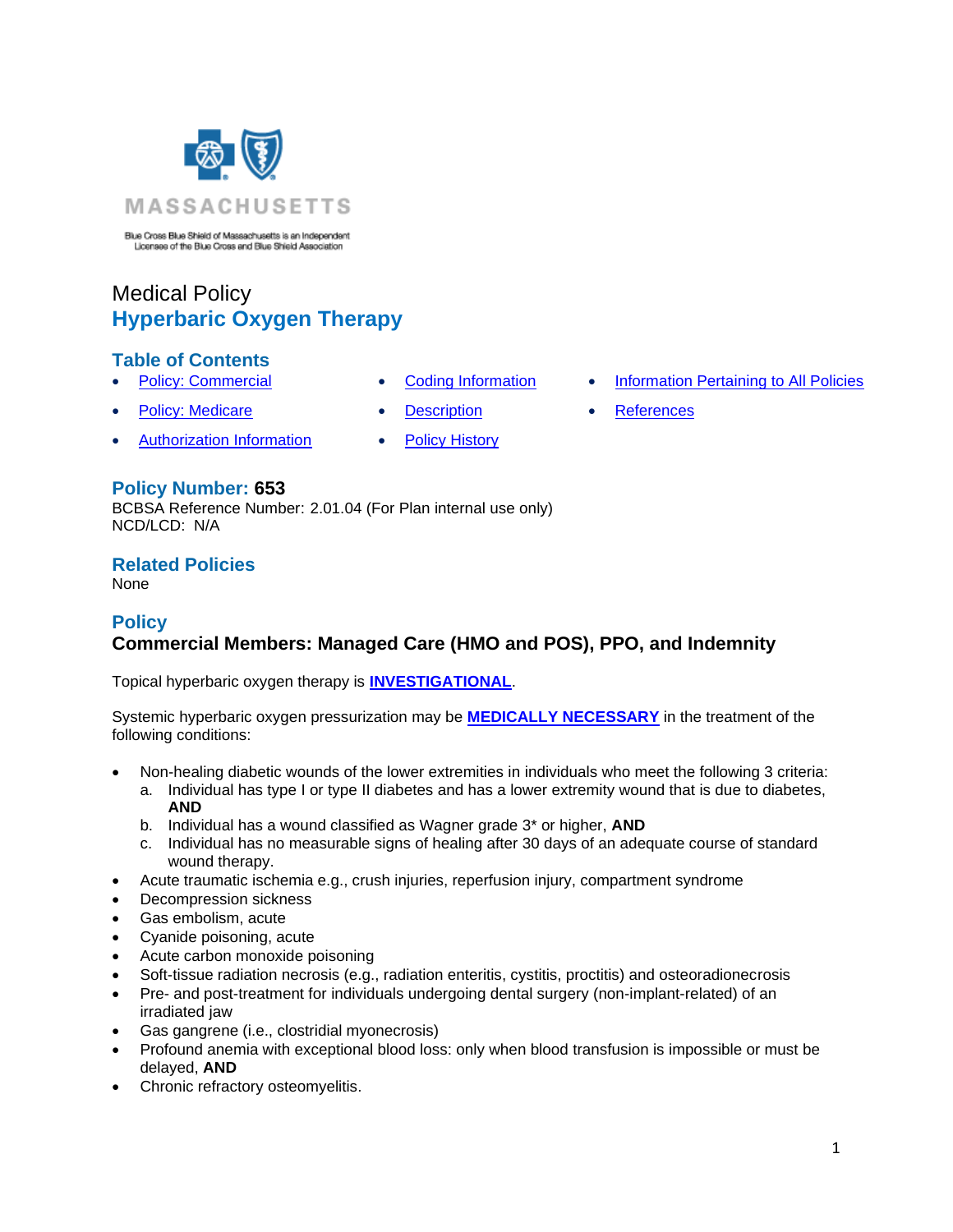MASSACHUSETTS

Blue Cross Blue Shield of Massachusetts is an Independent Licensee of the Blue Cross and Blue Shield Association

# Medical Policy
# Hyperbaric Oxygen Therapy

## Table of Contents

- Policy: Commercial
- Policy: Medicare
- Authorization Information
- Coding Information
- Description
- Policy History
- Information Pertaining to All Policies
- References

## Policy Number: 653

BCBSA Reference Number: 2.01.04 (For Plan internal use only)
NCD/LCD: N/A

## Related Policies

None

## Policy

**Commercial Members: Managed Care (HMO and POS), PPO, and Indemnity**

Topical hyperbaric oxygen therapy is **INVESTIGATIONAL**.

Systemic hyperbaric oxygen pressurization may be **MEDICALLY NECESSARY** in the treatment of the following conditions:

- Non-healing diabetic wounds of the lower extremities in individuals who meet the following 3 criteria:
  a. Individual has type I or type II diabetes and has a lower extremity wound that is due to diabetes, **AND**
  b. Individual has a wound classified as Wagner grade 3* or higher, **AND**
  c. Individual has no measurable signs of healing after 30 days of an adequate course of standard wound therapy.
- Acute traumatic ischemia e.g., crush injuries, reperfusion injury, compartment syndrome
- Decompression sickness
- Gas embolism, acute
- Cyanide poisoning, acute
- Acute carbon monoxide poisoning
- Soft-tissue radiation necrosis (e.g., radiation enteritis, cystitis, proctitis) and osteoradionecrosis
- Pre- and post-treatment for individuals undergoing dental surgery (non-implant-related) of an irradiated jaw
- Gas gangrene (i.e., clostridial myonecrosis)
- Profound anemia with exceptional blood loss: only when blood transfusion is impossible or must be delayed, **AND**
- Chronic refractory osteomyelitis.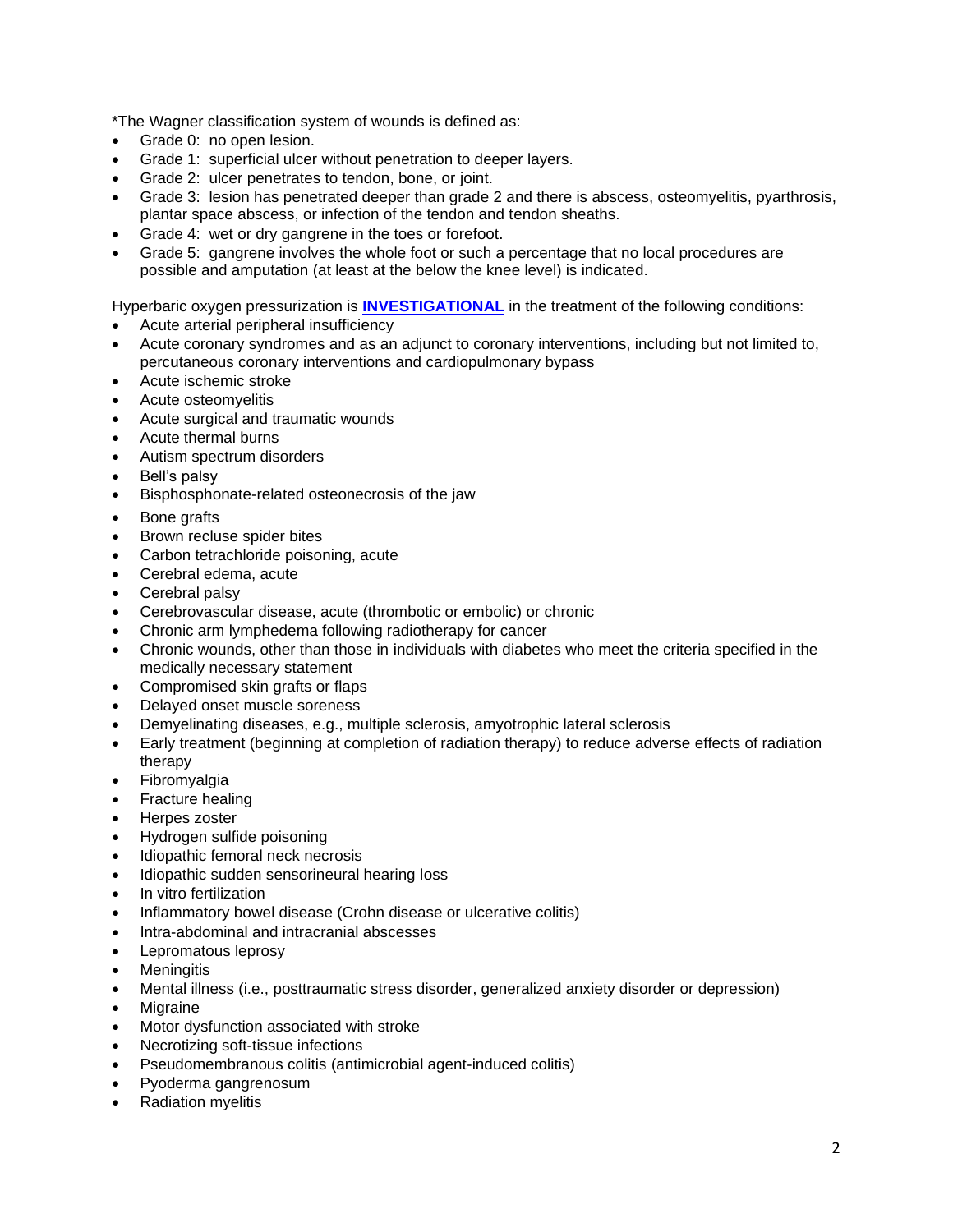*The Wagner classification system of wounds is defined as:

- Grade 0: no open lesion.
- Grade 1: superficial ulcer without penetration to deeper layers.
- Grade 2: ulcer penetrates to tendon, bone, or joint.
- Grade 3: lesion has penetrated deeper than grade 2 and there is abscess, osteomyelitis, pyarthrosis, plantar space abscess, or infection of the tendon and tendon sheaths.
- Grade 4: wet or dry gangrene in the toes or forefoot.
- Grade 5: gangrene involves the whole foot or such a percentage that no local procedures are possible and amputation (at least at the below the knee level) is indicated.

Hyperbaric oxygen pressurization is **INVESTIGATIONAL** in the treatment of the following conditions:

- Acute arterial peripheral insufficiency
- Acute coronary syndromes and as an adjunct to coronary interventions, including but not limited to, percutaneous coronary interventions and cardiopulmonary bypass
- Acute ischemic stroke
- Acute osteomyelitis
- Acute surgical and traumatic wounds
- Acute thermal burns
- Autism spectrum disorders
- Bell's palsy
- Bisphosphonate-related osteonecrosis of the jaw
- Bone grafts
- Brown recluse spider bites
- Carbon tetrachloride poisoning, acute
- Cerebral edema, acute
- Cerebral palsy
- Cerebrovascular disease, acute (thrombotic or embolic) or chronic
- Chronic arm lymphedema following radiotherapy for cancer
- Chronic wounds, other than those in individuals with diabetes who meet the criteria specified in the medically necessary statement
- Compromised skin grafts or flaps
- Delayed onset muscle soreness
- Demyelinating diseases, e.g., multiple sclerosis, amyotrophic lateral sclerosis
- Early treatment (beginning at completion of radiation therapy) to reduce adverse effects of radiation therapy
- Fibromyalgia
- Fracture healing
- Herpes zoster
- Hydrogen sulfide poisoning
- Idiopathic femoral neck necrosis
- Idiopathic sudden sensorineural hearing loss
- In vitro fertilization
- Inflammatory bowel disease (Crohn disease or ulcerative colitis)
- Intra-abdominal and intracranial abscesses
- Lepromatous leprosy
- Meningitis
- Mental illness (i.e., posttraumatic stress disorder, generalized anxiety disorder or depression)
- Migraine
- Motor dysfunction associated with stroke
- Necrotizing soft-tissue infections
- Pseudomembranous colitis (antimicrobial agent-induced colitis)
- Pyoderma gangrenosum
- Radiation myelitis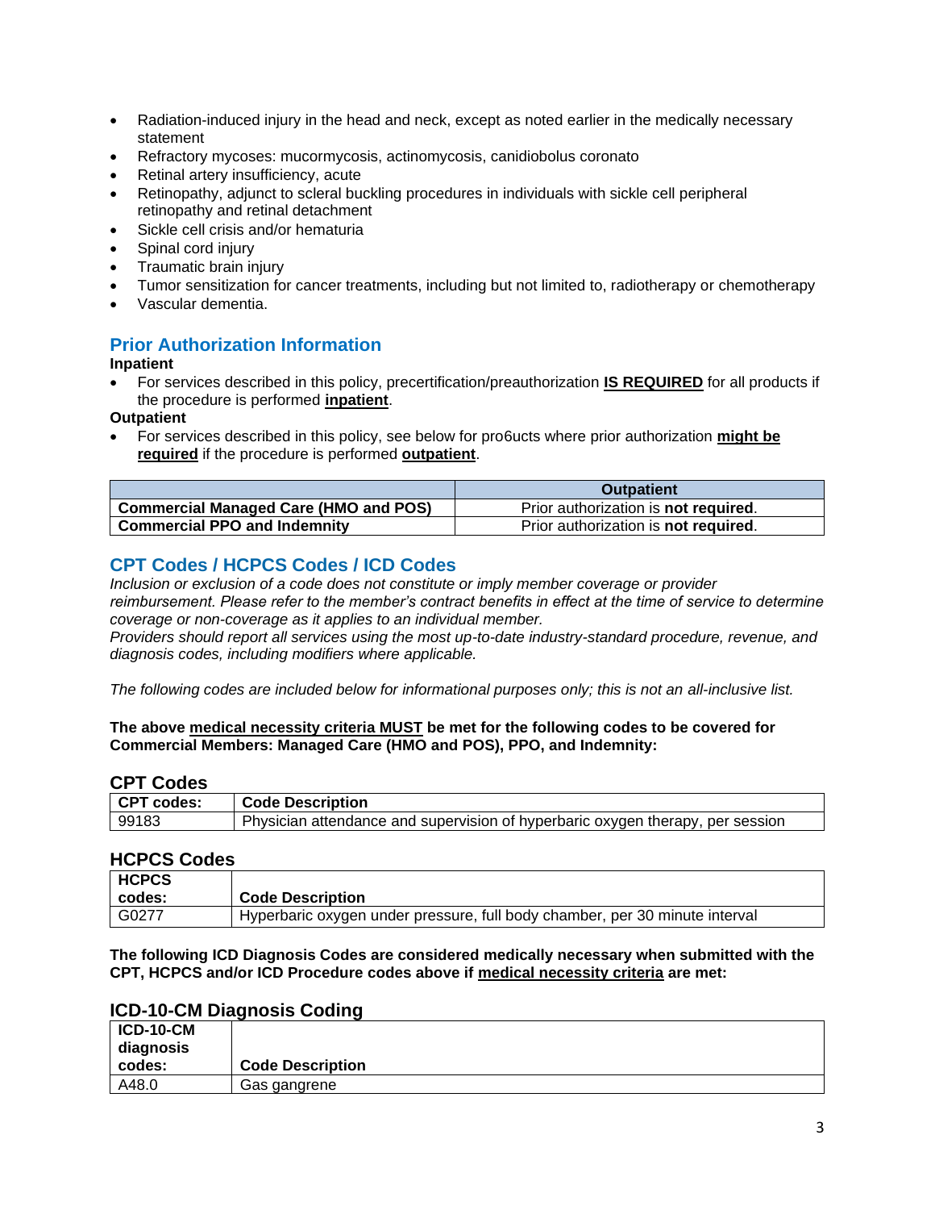- Radiation-induced injury in the head and neck, except as noted earlier in the medically necessary statement
- Refractory mycoses: mucormycosis, actinomycosis, canidiobolus coronato
- Retinal artery insufficiency, acute
- Retinopathy, adjunct to scleral buckling procedures in individuals with sickle cell peripheral retinopathy and retinal detachment
- Sickle cell crisis and/or hematuria
- Spinal cord injury
- Traumatic brain injury
- Tumor sensitization for cancer treatments, including but not limited to, radiotherapy or chemotherapy
- Vascular dementia.

## Prior Authorization Information

**Inpatient**

- For services described in this policy, precertification/preauthorization **IS REQUIRED** for all products if the procedure is performed **inpatient**.

**Outpatient**

- For services described in this policy, see below for pro6ucts where prior authorization **might be required** if the procedure is performed **outpatient**.

| | Outpatient |
|---|---|
| **Commercial Managed Care (HMO and POS)** | Prior authorization is **not required**. |
| **Commercial PPO and Indemnity** | Prior authorization is **not required**. |

## CPT Codes / HCPCS Codes / ICD Codes

*Inclusion or exclusion of a code does not constitute or imply member coverage or provider reimbursement. Please refer to the member's contract benefits in effect at the time of service to determine coverage or non-coverage as it applies to an individual member.*

*Providers should report all services using the most up-to-date industry-standard procedure, revenue, and diagnosis codes, including modifiers where applicable.*

*The following codes are included below for informational purposes only; this is not an all-inclusive list.*

**The above medical necessity criteria MUST be met for the following codes to be covered for Commercial Members: Managed Care (HMO and POS), PPO, and Indemnity:**

### CPT Codes

| CPT codes: | Code Description |
|---|---|
| 99183 | Physician attendance and supervision of hyperbaric oxygen therapy, per session |

### HCPCS Codes

| HCPCS codes: | Code Description |
|---|---|
| G0277 | Hyperbaric oxygen under pressure, full body chamber, per 30 minute interval |

**The following ICD Diagnosis Codes are considered medically necessary when submitted with the CPT, HCPCS and/or ICD Procedure codes above if medical necessity criteria are met:**

### ICD-10-CM Diagnosis Coding

| ICD-10-CM diagnosis codes: | Code Description |
|---|---|
| A48.0 | Gas gangrene |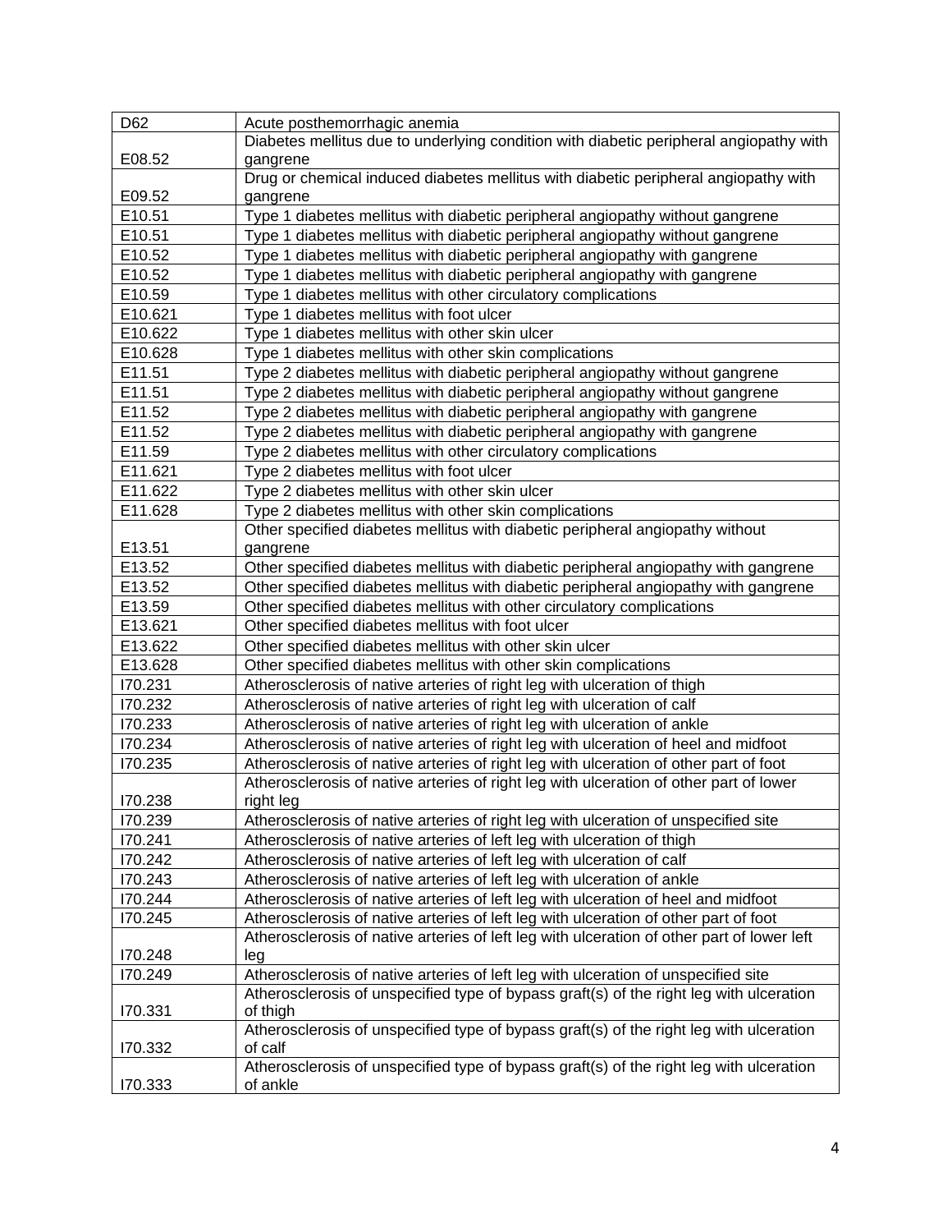| D62 | Acute posthemorrhagic anemia |
|---|---|
| E08.52 | Diabetes mellitus due to underlying condition with diabetic peripheral angiopathy with gangrene |
| E09.52 | Drug or chemical induced diabetes mellitus with diabetic peripheral angiopathy with gangrene |
| E10.51 | Type 1 diabetes mellitus with diabetic peripheral angiopathy without gangrene |
| E10.51 | Type 1 diabetes mellitus with diabetic peripheral angiopathy without gangrene |
| E10.52 | Type 1 diabetes mellitus with diabetic peripheral angiopathy with gangrene |
| E10.52 | Type 1 diabetes mellitus with diabetic peripheral angiopathy with gangrene |
| E10.59 | Type 1 diabetes mellitus with other circulatory complications |
| E10.621 | Type 1 diabetes mellitus with foot ulcer |
| E10.622 | Type 1 diabetes mellitus with other skin ulcer |
| E10.628 | Type 1 diabetes mellitus with other skin complications |
| E11.51 | Type 2 diabetes mellitus with diabetic peripheral angiopathy without gangrene |
| E11.51 | Type 2 diabetes mellitus with diabetic peripheral angiopathy without gangrene |
| E11.52 | Type 2 diabetes mellitus with diabetic peripheral angiopathy with gangrene |
| E11.52 | Type 2 diabetes mellitus with diabetic peripheral angiopathy with gangrene |
| E11.59 | Type 2 diabetes mellitus with other circulatory complications |
| E11.621 | Type 2 diabetes mellitus with foot ulcer |
| E11.622 | Type 2 diabetes mellitus with other skin ulcer |
| E11.628 | Type 2 diabetes mellitus with other skin complications |
| E13.51 | Other specified diabetes mellitus with diabetic peripheral angiopathy without gangrene |
| E13.52 | Other specified diabetes mellitus with diabetic peripheral angiopathy with gangrene |
| E13.52 | Other specified diabetes mellitus with diabetic peripheral angiopathy with gangrene |
| E13.59 | Other specified diabetes mellitus with other circulatory complications |
| E13.621 | Other specified diabetes mellitus with foot ulcer |
| E13.622 | Other specified diabetes mellitus with other skin ulcer |
| E13.628 | Other specified diabetes mellitus with other skin complications |
| I70.231 | Atherosclerosis of native arteries of right leg with ulceration of thigh |
| I70.232 | Atherosclerosis of native arteries of right leg with ulceration of calf |
| I70.233 | Atherosclerosis of native arteries of right leg with ulceration of ankle |
| I70.234 | Atherosclerosis of native arteries of right leg with ulceration of heel and midfoot |
| I70.235 | Atherosclerosis of native arteries of right leg with ulceration of other part of foot |
| I70.238 | Atherosclerosis of native arteries of right leg with ulceration of other part of lower right leg |
| I70.239 | Atherosclerosis of native arteries of right leg with ulceration of unspecified site |
| I70.241 | Atherosclerosis of native arteries of left leg with ulceration of thigh |
| I70.242 | Atherosclerosis of native arteries of left leg with ulceration of calf |
| I70.243 | Atherosclerosis of native arteries of left leg with ulceration of ankle |
| I70.244 | Atherosclerosis of native arteries of left leg with ulceration of heel and midfoot |
| I70.245 | Atherosclerosis of native arteries of left leg with ulceration of other part of foot |
| I70.248 | Atherosclerosis of native arteries of left leg with ulceration of other part of lower left leg |
| I70.249 | Atherosclerosis of native arteries of left leg with ulceration of unspecified site |
| I70.331 | Atherosclerosis of unspecified type of bypass graft(s) of the right leg with ulceration of thigh |
| I70.332 | Atherosclerosis of unspecified type of bypass graft(s) of the right leg with ulceration of calf |
| I70.333 | Atherosclerosis of unspecified type of bypass graft(s) of the right leg with ulceration of ankle |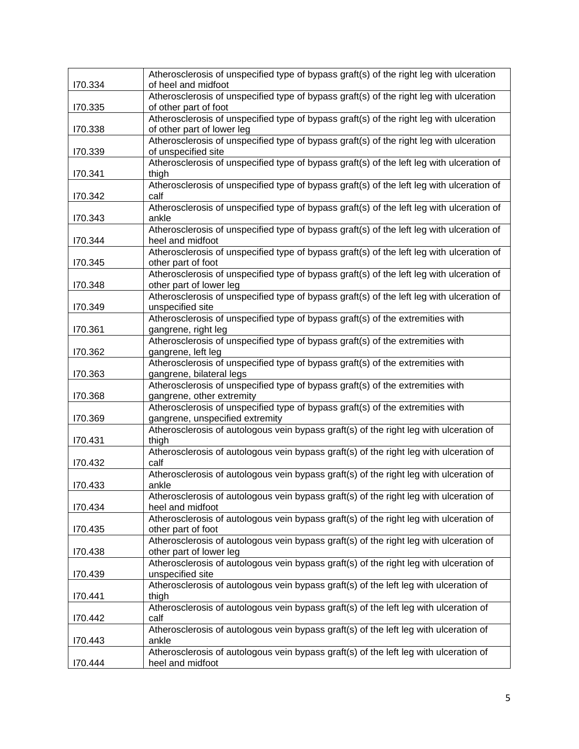| I70.334 | Atherosclerosis of unspecified type of bypass graft(s) of the right leg with ulceration of heel and midfoot |
|---|---|
| I70.335 | Atherosclerosis of unspecified type of bypass graft(s) of the right leg with ulceration of other part of foot |
| I70.338 | Atherosclerosis of unspecified type of bypass graft(s) of the right leg with ulceration of other part of lower leg |
| I70.339 | Atherosclerosis of unspecified type of bypass graft(s) of the right leg with ulceration of unspecified site |
| I70.341 | Atherosclerosis of unspecified type of bypass graft(s) of the left leg with ulceration of thigh |
| I70.342 | Atherosclerosis of unspecified type of bypass graft(s) of the left leg with ulceration of calf |
| I70.343 | Atherosclerosis of unspecified type of bypass graft(s) of the left leg with ulceration of ankle |
| I70.344 | Atherosclerosis of unspecified type of bypass graft(s) of the left leg with ulceration of heel and midfoot |
| I70.345 | Atherosclerosis of unspecified type of bypass graft(s) of the left leg with ulceration of other part of foot |
| I70.348 | Atherosclerosis of unspecified type of bypass graft(s) of the left leg with ulceration of other part of lower leg |
| I70.349 | Atherosclerosis of unspecified type of bypass graft(s) of the left leg with ulceration of unspecified site |
| I70.361 | Atherosclerosis of unspecified type of bypass graft(s) of the extremities with gangrene, right leg |
| I70.362 | Atherosclerosis of unspecified type of bypass graft(s) of the extremities with gangrene, left leg |
| I70.363 | Atherosclerosis of unspecified type of bypass graft(s) of the extremities with gangrene, bilateral legs |
| I70.368 | Atherosclerosis of unspecified type of bypass graft(s) of the extremities with gangrene, other extremity |
| I70.369 | Atherosclerosis of unspecified type of bypass graft(s) of the extremities with gangrene, unspecified extremity |
| I70.431 | Atherosclerosis of autologous vein bypass graft(s) of the right leg with ulceration of thigh |
| I70.432 | Atherosclerosis of autologous vein bypass graft(s) of the right leg with ulceration of calf |
| I70.433 | Atherosclerosis of autologous vein bypass graft(s) of the right leg with ulceration of ankle |
| I70.434 | Atherosclerosis of autologous vein bypass graft(s) of the right leg with ulceration of heel and midfoot |
| I70.435 | Atherosclerosis of autologous vein bypass graft(s) of the right leg with ulceration of other part of foot |
| I70.438 | Atherosclerosis of autologous vein bypass graft(s) of the right leg with ulceration of other part of lower leg |
| I70.439 | Atherosclerosis of autologous vein bypass graft(s) of the right leg with ulceration of unspecified site |
| I70.441 | Atherosclerosis of autologous vein bypass graft(s) of the left leg with ulceration of thigh |
| I70.442 | Atherosclerosis of autologous vein bypass graft(s) of the left leg with ulceration of calf |
| I70.443 | Atherosclerosis of autologous vein bypass graft(s) of the left leg with ulceration of ankle |
| I70.444 | Atherosclerosis of autologous vein bypass graft(s) of the left leg with ulceration of heel and midfoot |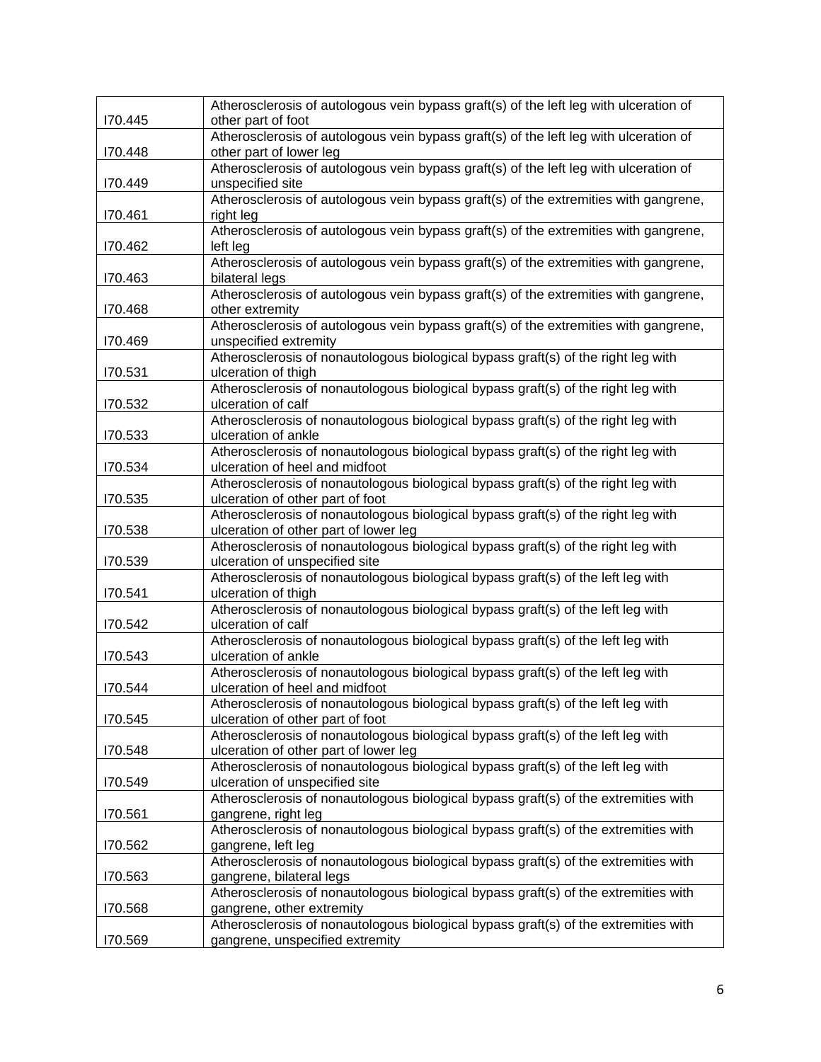| | |
|---|---|
| I70.445 | Atherosclerosis of autologous vein bypass graft(s) of the left leg with ulceration of other part of foot |
| I70.448 | Atherosclerosis of autologous vein bypass graft(s) of the left leg with ulceration of other part of lower leg |
| I70.449 | Atherosclerosis of autologous vein bypass graft(s) of the left leg with ulceration of unspecified site |
| I70.461 | Atherosclerosis of autologous vein bypass graft(s) of the extremities with gangrene, right leg |
| I70.462 | Atherosclerosis of autologous vein bypass graft(s) of the extremities with gangrene, left leg |
| I70.463 | Atherosclerosis of autologous vein bypass graft(s) of the extremities with gangrene, bilateral legs |
| I70.468 | Atherosclerosis of autologous vein bypass graft(s) of the extremities with gangrene, other extremity |
| I70.469 | Atherosclerosis of autologous vein bypass graft(s) of the extremities with gangrene, unspecified extremity |
| I70.531 | Atherosclerosis of nonautologous biological bypass graft(s) of the right leg with ulceration of thigh |
| I70.532 | Atherosclerosis of nonautologous biological bypass graft(s) of the right leg with ulceration of calf |
| I70.533 | Atherosclerosis of nonautologous biological bypass graft(s) of the right leg with ulceration of ankle |
| I70.534 | Atherosclerosis of nonautologous biological bypass graft(s) of the right leg with ulceration of heel and midfoot |
| I70.535 | Atherosclerosis of nonautologous biological bypass graft(s) of the right leg with ulceration of other part of foot |
| I70.538 | Atherosclerosis of nonautologous biological bypass graft(s) of the right leg with ulceration of other part of lower leg |
| I70.539 | Atherosclerosis of nonautologous biological bypass graft(s) of the right leg with ulceration of unspecified site |
| I70.541 | Atherosclerosis of nonautologous biological bypass graft(s) of the left leg with ulceration of thigh |
| I70.542 | Atherosclerosis of nonautologous biological bypass graft(s) of the left leg with ulceration of calf |
| I70.543 | Atherosclerosis of nonautologous biological bypass graft(s) of the left leg with ulceration of ankle |
| I70.544 | Atherosclerosis of nonautologous biological bypass graft(s) of the left leg with ulceration of heel and midfoot |
| I70.545 | Atherosclerosis of nonautologous biological bypass graft(s) of the left leg with ulceration of other part of foot |
| I70.548 | Atherosclerosis of nonautologous biological bypass graft(s) of the left leg with ulceration of other part of lower leg |
| I70.549 | Atherosclerosis of nonautologous biological bypass graft(s) of the left leg with ulceration of unspecified site |
| I70.561 | Atherosclerosis of nonautologous biological bypass graft(s) of the extremities with gangrene, right leg |
| I70.562 | Atherosclerosis of nonautologous biological bypass graft(s) of the extremities with gangrene, left leg |
| I70.563 | Atherosclerosis of nonautologous biological bypass graft(s) of the extremities with gangrene, bilateral legs |
| I70.568 | Atherosclerosis of nonautologous biological bypass graft(s) of the extremities with gangrene, other extremity |
| I70.569 | Atherosclerosis of nonautologous biological bypass graft(s) of the extremities with gangrene, unspecified extremity |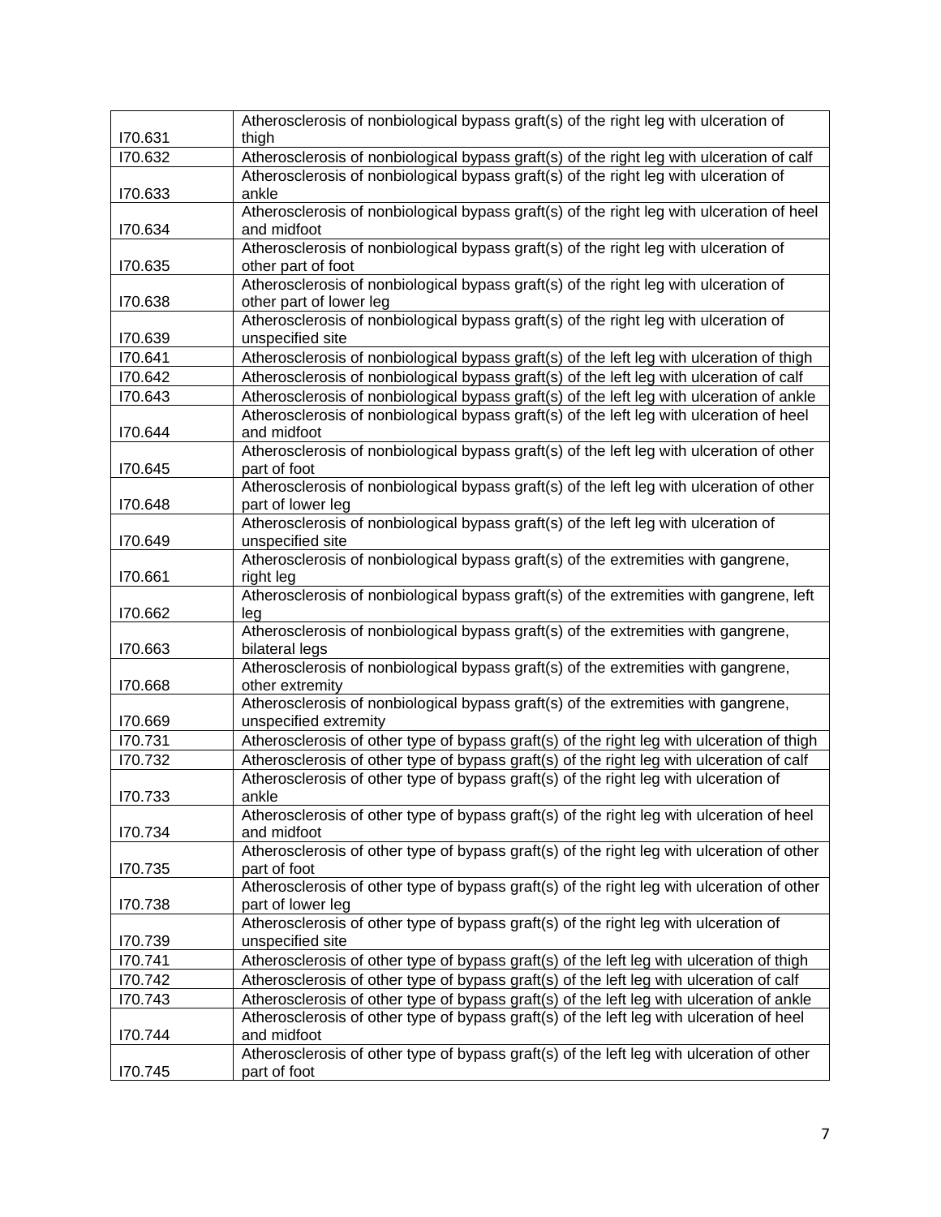| I70.631 | Atherosclerosis of nonbiological bypass graft(s) of the right leg with ulceration of thigh |
|---|---|
| I70.632 | Atherosclerosis of nonbiological bypass graft(s) of the right leg with ulceration of calf |
| I70.633 | Atherosclerosis of nonbiological bypass graft(s) of the right leg with ulceration of ankle |
| I70.634 | Atherosclerosis of nonbiological bypass graft(s) of the right leg with ulceration of heel and midfoot |
| I70.635 | Atherosclerosis of nonbiological bypass graft(s) of the right leg with ulceration of other part of foot |
| I70.638 | Atherosclerosis of nonbiological bypass graft(s) of the right leg with ulceration of other part of lower leg |
| I70.639 | Atherosclerosis of nonbiological bypass graft(s) of the right leg with ulceration of unspecified site |
| I70.641 | Atherosclerosis of nonbiological bypass graft(s) of the left leg with ulceration of thigh |
| I70.642 | Atherosclerosis of nonbiological bypass graft(s) of the left leg with ulceration of calf |
| I70.643 | Atherosclerosis of nonbiological bypass graft(s) of the left leg with ulceration of ankle |
| I70.644 | Atherosclerosis of nonbiological bypass graft(s) of the left leg with ulceration of heel and midfoot |
| I70.645 | Atherosclerosis of nonbiological bypass graft(s) of the left leg with ulceration of other part of foot |
| I70.648 | Atherosclerosis of nonbiological bypass graft(s) of the left leg with ulceration of other part of lower leg |
| I70.649 | Atherosclerosis of nonbiological bypass graft(s) of the left leg with ulceration of unspecified site |
| I70.661 | Atherosclerosis of nonbiological bypass graft(s) of the extremities with gangrene, right leg |
| I70.662 | Atherosclerosis of nonbiological bypass graft(s) of the extremities with gangrene, left leg |
| I70.663 | Atherosclerosis of nonbiological bypass graft(s) of the extremities with gangrene, bilateral legs |
| I70.668 | Atherosclerosis of nonbiological bypass graft(s) of the extremities with gangrene, other extremity |
| I70.669 | Atherosclerosis of nonbiological bypass graft(s) of the extremities with gangrene, unspecified extremity |
| I70.731 | Atherosclerosis of other type of bypass graft(s) of the right leg with ulceration of thigh |
| I70.732 | Atherosclerosis of other type of bypass graft(s) of the right leg with ulceration of calf |
| I70.733 | Atherosclerosis of other type of bypass graft(s) of the right leg with ulceration of ankle |
| I70.734 | Atherosclerosis of other type of bypass graft(s) of the right leg with ulceration of heel and midfoot |
| I70.735 | Atherosclerosis of other type of bypass graft(s) of the right leg with ulceration of other part of foot |
| I70.738 | Atherosclerosis of other type of bypass graft(s) of the right leg with ulceration of other part of lower leg |
| I70.739 | Atherosclerosis of other type of bypass graft(s) of the right leg with ulceration of unspecified site |
| I70.741 | Atherosclerosis of other type of bypass graft(s) of the left leg with ulceration of thigh |
| I70.742 | Atherosclerosis of other type of bypass graft(s) of the left leg with ulceration of calf |
| I70.743 | Atherosclerosis of other type of bypass graft(s) of the left leg with ulceration of ankle |
| I70.744 | Atherosclerosis of other type of bypass graft(s) of the left leg with ulceration of heel and midfoot |
| I70.745 | Atherosclerosis of other type of bypass graft(s) of the left leg with ulceration of other part of foot |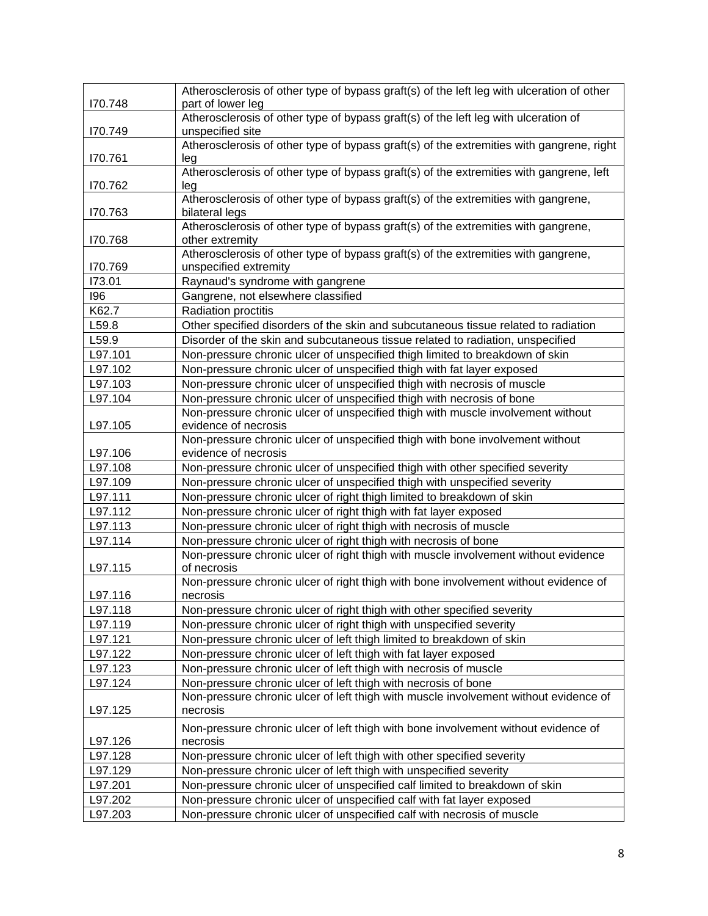| | |
|---|---|
| I70.748 | Atherosclerosis of other type of bypass graft(s) of the left leg with ulceration of other part of lower leg |
| I70.749 | Atherosclerosis of other type of bypass graft(s) of the left leg with ulceration of unspecified site |
| I70.761 | Atherosclerosis of other type of bypass graft(s) of the extremities with gangrene, right leg |
| I70.762 | Atherosclerosis of other type of bypass graft(s) of the extremities with gangrene, left leg |
| I70.763 | Atherosclerosis of other type of bypass graft(s) of the extremities with gangrene, bilateral legs |
| I70.768 | Atherosclerosis of other type of bypass graft(s) of the extremities with gangrene, other extremity |
| I70.769 | Atherosclerosis of other type of bypass graft(s) of the extremities with gangrene, unspecified extremity |
| I73.01 | Raynaud's syndrome with gangrene |
| I96 | Gangrene, not elsewhere classified |
| K62.7 | Radiation proctitis |
| L59.8 | Other specified disorders of the skin and subcutaneous tissue related to radiation |
| L59.9 | Disorder of the skin and subcutaneous tissue related to radiation, unspecified |
| L97.101 | Non-pressure chronic ulcer of unspecified thigh limited to breakdown of skin |
| L97.102 | Non-pressure chronic ulcer of unspecified thigh with fat layer exposed |
| L97.103 | Non-pressure chronic ulcer of unspecified thigh with necrosis of muscle |
| L97.104 | Non-pressure chronic ulcer of unspecified thigh with necrosis of bone |
| L97.105 | Non-pressure chronic ulcer of unspecified thigh with muscle involvement without evidence of necrosis |
| L97.106 | Non-pressure chronic ulcer of unspecified thigh with bone involvement without evidence of necrosis |
| L97.108 | Non-pressure chronic ulcer of unspecified thigh with other specified severity |
| L97.109 | Non-pressure chronic ulcer of unspecified thigh with unspecified severity |
| L97.111 | Non-pressure chronic ulcer of right thigh limited to breakdown of skin |
| L97.112 | Non-pressure chronic ulcer of right thigh with fat layer exposed |
| L97.113 | Non-pressure chronic ulcer of right thigh with necrosis of muscle |
| L97.114 | Non-pressure chronic ulcer of right thigh with necrosis of bone |
| L97.115 | Non-pressure chronic ulcer of right thigh with muscle involvement without evidence of necrosis |
| L97.116 | Non-pressure chronic ulcer of right thigh with bone involvement without evidence of necrosis |
| L97.118 | Non-pressure chronic ulcer of right thigh with other specified severity |
| L97.119 | Non-pressure chronic ulcer of right thigh with unspecified severity |
| L97.121 | Non-pressure chronic ulcer of left thigh limited to breakdown of skin |
| L97.122 | Non-pressure chronic ulcer of left thigh with fat layer exposed |
| L97.123 | Non-pressure chronic ulcer of left thigh with necrosis of muscle |
| L97.124 | Non-pressure chronic ulcer of left thigh with necrosis of bone |
| L97.125 | Non-pressure chronic ulcer of left thigh with muscle involvement without evidence of necrosis |
| L97.126 | Non-pressure chronic ulcer of left thigh with bone involvement without evidence of necrosis |
| L97.128 | Non-pressure chronic ulcer of left thigh with other specified severity |
| L97.129 | Non-pressure chronic ulcer of left thigh with unspecified severity |
| L97.201 | Non-pressure chronic ulcer of unspecified calf limited to breakdown of skin |
| L97.202 | Non-pressure chronic ulcer of unspecified calf with fat layer exposed |
| L97.203 | Non-pressure chronic ulcer of unspecified calf with necrosis of muscle |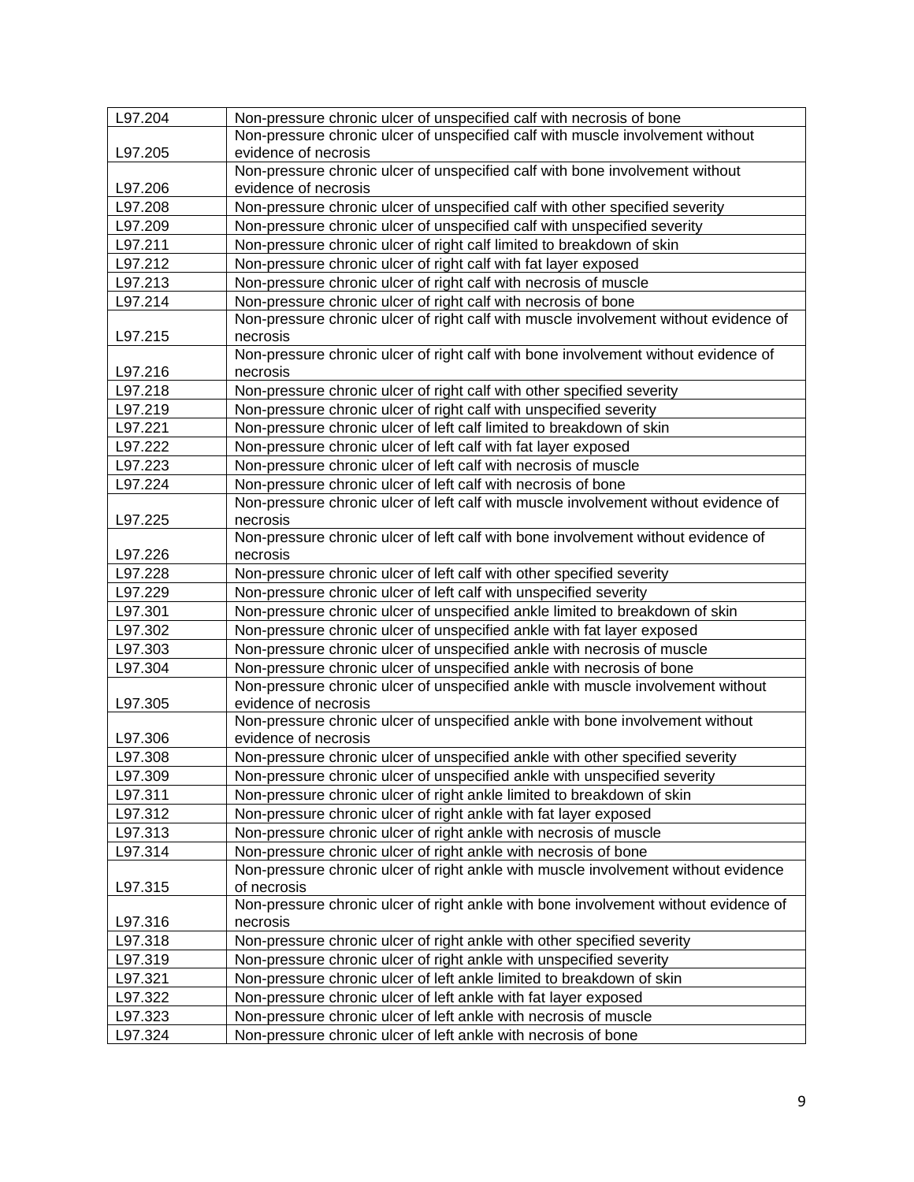| L97.204 | Non-pressure chronic ulcer of unspecified calf with necrosis of bone |
|---|---|
| L97.205 | Non-pressure chronic ulcer of unspecified calf with muscle involvement without evidence of necrosis |
| L97.206 | Non-pressure chronic ulcer of unspecified calf with bone involvement without evidence of necrosis |
| L97.208 | Non-pressure chronic ulcer of unspecified calf with other specified severity |
| L97.209 | Non-pressure chronic ulcer of unspecified calf with unspecified severity |
| L97.211 | Non-pressure chronic ulcer of right calf limited to breakdown of skin |
| L97.212 | Non-pressure chronic ulcer of right calf with fat layer exposed |
| L97.213 | Non-pressure chronic ulcer of right calf with necrosis of muscle |
| L97.214 | Non-pressure chronic ulcer of right calf with necrosis of bone |
| L97.215 | Non-pressure chronic ulcer of right calf with muscle involvement without evidence of necrosis |
| L97.216 | Non-pressure chronic ulcer of right calf with bone involvement without evidence of necrosis |
| L97.218 | Non-pressure chronic ulcer of right calf with other specified severity |
| L97.219 | Non-pressure chronic ulcer of right calf with unspecified severity |
| L97.221 | Non-pressure chronic ulcer of left calf limited to breakdown of skin |
| L97.222 | Non-pressure chronic ulcer of left calf with fat layer exposed |
| L97.223 | Non-pressure chronic ulcer of left calf with necrosis of muscle |
| L97.224 | Non-pressure chronic ulcer of left calf with necrosis of bone |
| L97.225 | Non-pressure chronic ulcer of left calf with muscle involvement without evidence of necrosis |
| L97.226 | Non-pressure chronic ulcer of left calf with bone involvement without evidence of necrosis |
| L97.228 | Non-pressure chronic ulcer of left calf with other specified severity |
| L97.229 | Non-pressure chronic ulcer of left calf with unspecified severity |
| L97.301 | Non-pressure chronic ulcer of unspecified ankle limited to breakdown of skin |
| L97.302 | Non-pressure chronic ulcer of unspecified ankle with fat layer exposed |
| L97.303 | Non-pressure chronic ulcer of unspecified ankle with necrosis of muscle |
| L97.304 | Non-pressure chronic ulcer of unspecified ankle with necrosis of bone |
| L97.305 | Non-pressure chronic ulcer of unspecified ankle with muscle involvement without evidence of necrosis |
| L97.306 | Non-pressure chronic ulcer of unspecified ankle with bone involvement without evidence of necrosis |
| L97.308 | Non-pressure chronic ulcer of unspecified ankle with other specified severity |
| L97.309 | Non-pressure chronic ulcer of unspecified ankle with unspecified severity |
| L97.311 | Non-pressure chronic ulcer of right ankle limited to breakdown of skin |
| L97.312 | Non-pressure chronic ulcer of right ankle with fat layer exposed |
| L97.313 | Non-pressure chronic ulcer of right ankle with necrosis of muscle |
| L97.314 | Non-pressure chronic ulcer of right ankle with necrosis of bone |
| L97.315 | Non-pressure chronic ulcer of right ankle with muscle involvement without evidence of necrosis |
| L97.316 | Non-pressure chronic ulcer of right ankle with bone involvement without evidence of necrosis |
| L97.318 | Non-pressure chronic ulcer of right ankle with other specified severity |
| L97.319 | Non-pressure chronic ulcer of right ankle with unspecified severity |
| L97.321 | Non-pressure chronic ulcer of left ankle limited to breakdown of skin |
| L97.322 | Non-pressure chronic ulcer of left ankle with fat layer exposed |
| L97.323 | Non-pressure chronic ulcer of left ankle with necrosis of muscle |
| L97.324 | Non-pressure chronic ulcer of left ankle with necrosis of bone |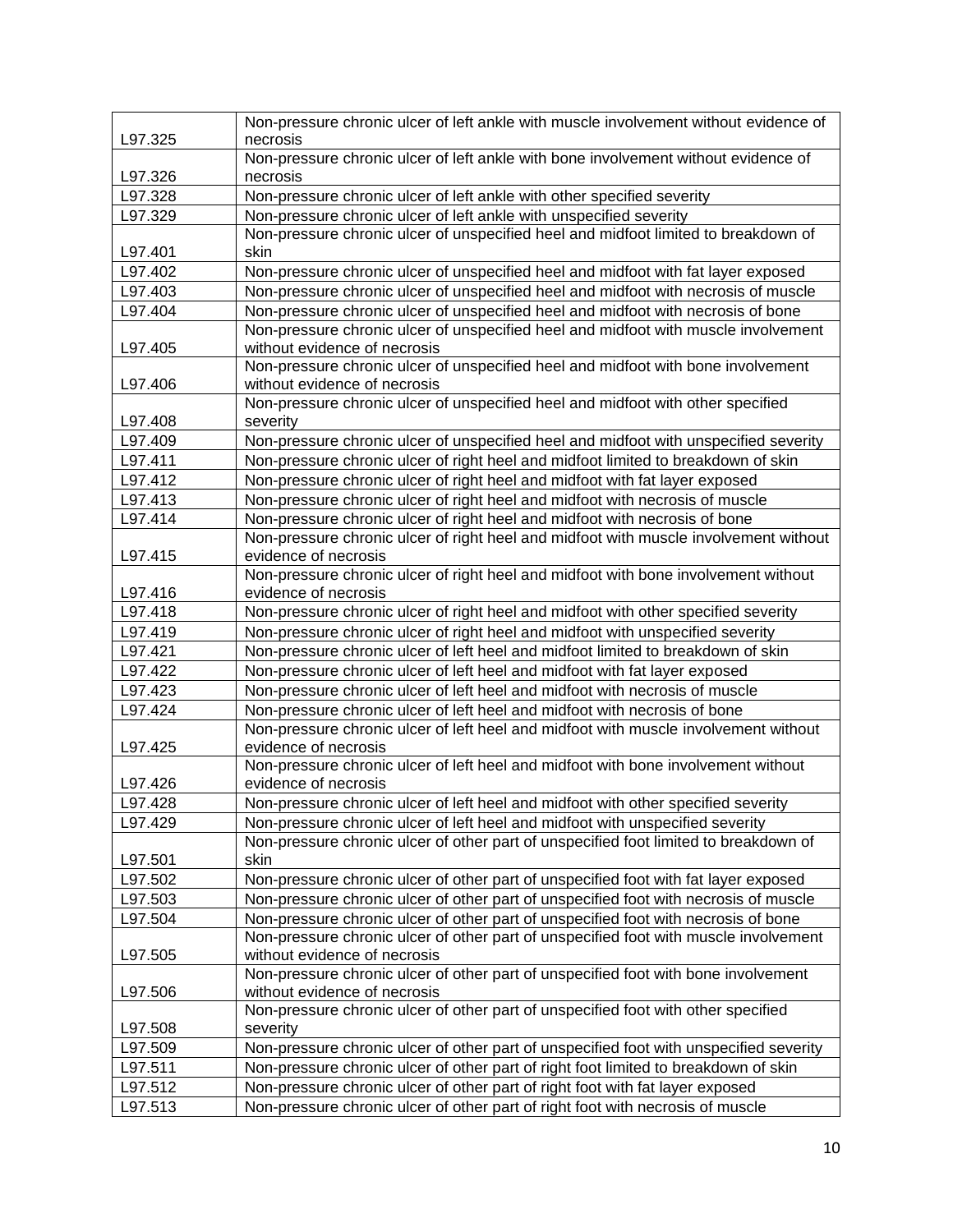| L97.325 | Non-pressure chronic ulcer of left ankle with muscle involvement without evidence of necrosis |
|---|---|
| L97.326 | Non-pressure chronic ulcer of left ankle with bone involvement without evidence of necrosis |
| L97.328 | Non-pressure chronic ulcer of left ankle with other specified severity |
| L97.329 | Non-pressure chronic ulcer of left ankle with unspecified severity |
| L97.401 | Non-pressure chronic ulcer of unspecified heel and midfoot limited to breakdown of skin |
| L97.402 | Non-pressure chronic ulcer of unspecified heel and midfoot with fat layer exposed |
| L97.403 | Non-pressure chronic ulcer of unspecified heel and midfoot with necrosis of muscle |
| L97.404 | Non-pressure chronic ulcer of unspecified heel and midfoot with necrosis of bone |
| L97.405 | Non-pressure chronic ulcer of unspecified heel and midfoot with muscle involvement without evidence of necrosis |
| L97.406 | Non-pressure chronic ulcer of unspecified heel and midfoot with bone involvement without evidence of necrosis |
| L97.408 | Non-pressure chronic ulcer of unspecified heel and midfoot with other specified severity |
| L97.409 | Non-pressure chronic ulcer of unspecified heel and midfoot with unspecified severity |
| L97.411 | Non-pressure chronic ulcer of right heel and midfoot limited to breakdown of skin |
| L97.412 | Non-pressure chronic ulcer of right heel and midfoot with fat layer exposed |
| L97.413 | Non-pressure chronic ulcer of right heel and midfoot with necrosis of muscle |
| L97.414 | Non-pressure chronic ulcer of right heel and midfoot with necrosis of bone |
| L97.415 | Non-pressure chronic ulcer of right heel and midfoot with muscle involvement without evidence of necrosis |
| L97.416 | Non-pressure chronic ulcer of right heel and midfoot with bone involvement without evidence of necrosis |
| L97.418 | Non-pressure chronic ulcer of right heel and midfoot with other specified severity |
| L97.419 | Non-pressure chronic ulcer of right heel and midfoot with unspecified severity |
| L97.421 | Non-pressure chronic ulcer of left heel and midfoot limited to breakdown of skin |
| L97.422 | Non-pressure chronic ulcer of left heel and midfoot with fat layer exposed |
| L97.423 | Non-pressure chronic ulcer of left heel and midfoot with necrosis of muscle |
| L97.424 | Non-pressure chronic ulcer of left heel and midfoot with necrosis of bone |
| L97.425 | Non-pressure chronic ulcer of left heel and midfoot with muscle involvement without evidence of necrosis |
| L97.426 | Non-pressure chronic ulcer of left heel and midfoot with bone involvement without evidence of necrosis |
| L97.428 | Non-pressure chronic ulcer of left heel and midfoot with other specified severity |
| L97.429 | Non-pressure chronic ulcer of left heel and midfoot with unspecified severity |
| L97.501 | Non-pressure chronic ulcer of other part of unspecified foot limited to breakdown of skin |
| L97.502 | Non-pressure chronic ulcer of other part of unspecified foot with fat layer exposed |
| L97.503 | Non-pressure chronic ulcer of other part of unspecified foot with necrosis of muscle |
| L97.504 | Non-pressure chronic ulcer of other part of unspecified foot with necrosis of bone |
| L97.505 | Non-pressure chronic ulcer of other part of unspecified foot with muscle involvement without evidence of necrosis |
| L97.506 | Non-pressure chronic ulcer of other part of unspecified foot with bone involvement without evidence of necrosis |
| L97.508 | Non-pressure chronic ulcer of other part of unspecified foot with other specified severity |
| L97.509 | Non-pressure chronic ulcer of other part of unspecified foot with unspecified severity |
| L97.511 | Non-pressure chronic ulcer of other part of right foot limited to breakdown of skin |
| L97.512 | Non-pressure chronic ulcer of other part of right foot with fat layer exposed |
| L97.513 | Non-pressure chronic ulcer of other part of right foot with necrosis of muscle |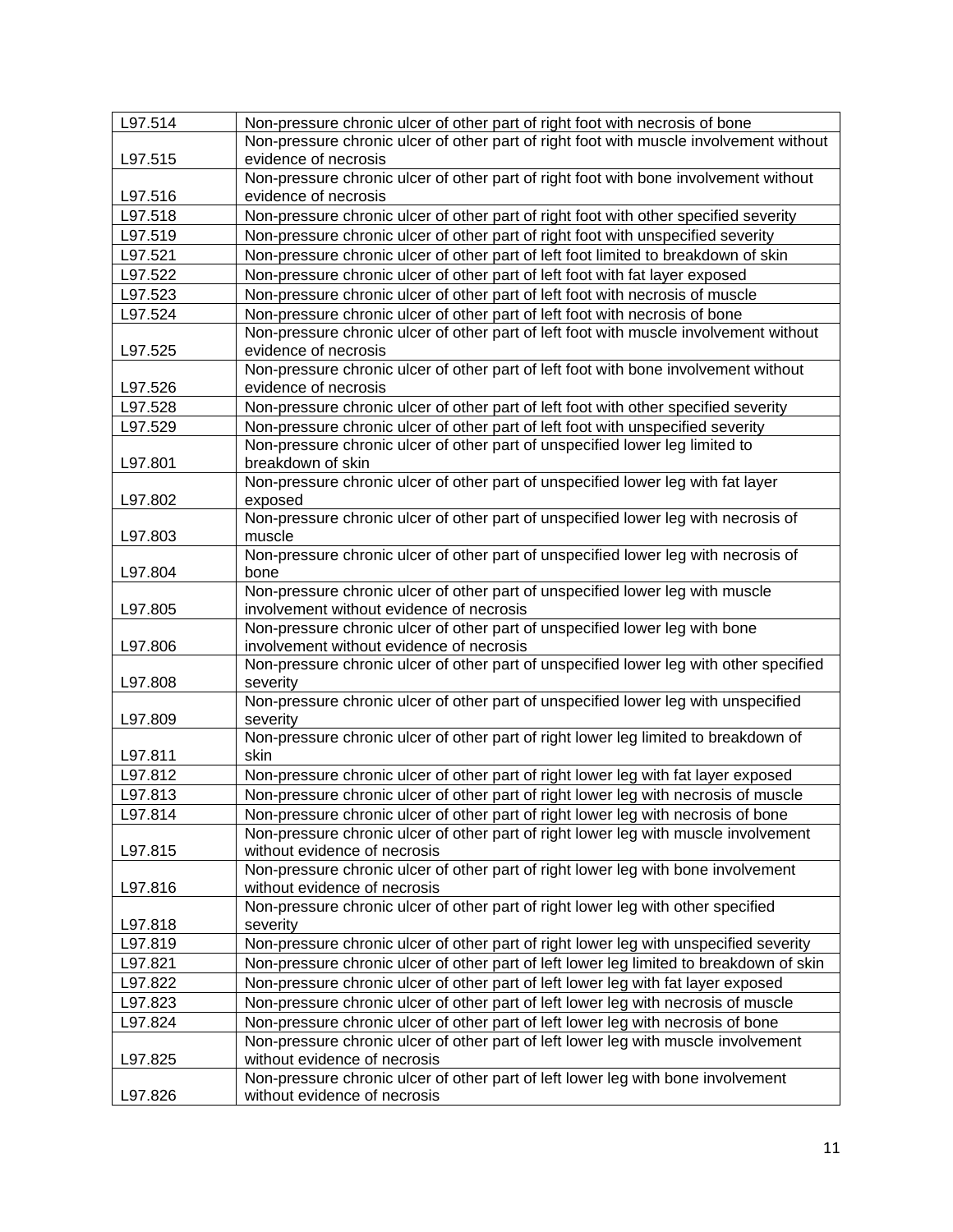| | |
|---|---|
| L97.514 | Non-pressure chronic ulcer of other part of right foot with necrosis of bone |
| L97.515 | Non-pressure chronic ulcer of other part of right foot with muscle involvement without evidence of necrosis |
| L97.516 | Non-pressure chronic ulcer of other part of right foot with bone involvement without evidence of necrosis |
| L97.518 | Non-pressure chronic ulcer of other part of right foot with other specified severity |
| L97.519 | Non-pressure chronic ulcer of other part of right foot with unspecified severity |
| L97.521 | Non-pressure chronic ulcer of other part of left foot limited to breakdown of skin |
| L97.522 | Non-pressure chronic ulcer of other part of left foot with fat layer exposed |
| L97.523 | Non-pressure chronic ulcer of other part of left foot with necrosis of muscle |
| L97.524 | Non-pressure chronic ulcer of other part of left foot with necrosis of bone |
| L97.525 | Non-pressure chronic ulcer of other part of left foot with muscle involvement without evidence of necrosis |
| L97.526 | Non-pressure chronic ulcer of other part of left foot with bone involvement without evidence of necrosis |
| L97.528 | Non-pressure chronic ulcer of other part of left foot with other specified severity |
| L97.529 | Non-pressure chronic ulcer of other part of left foot with unspecified severity |
| L97.801 | Non-pressure chronic ulcer of other part of unspecified lower leg limited to breakdown of skin |
| L97.802 | Non-pressure chronic ulcer of other part of unspecified lower leg with fat layer exposed |
| L97.803 | Non-pressure chronic ulcer of other part of unspecified lower leg with necrosis of muscle |
| L97.804 | Non-pressure chronic ulcer of other part of unspecified lower leg with necrosis of bone |
| L97.805 | Non-pressure chronic ulcer of other part of unspecified lower leg with muscle involvement without evidence of necrosis |
| L97.806 | Non-pressure chronic ulcer of other part of unspecified lower leg with bone involvement without evidence of necrosis |
| L97.808 | Non-pressure chronic ulcer of other part of unspecified lower leg with other specified severity |
| L97.809 | Non-pressure chronic ulcer of other part of unspecified lower leg with unspecified severity |
| L97.811 | Non-pressure chronic ulcer of other part of right lower leg limited to breakdown of skin |
| L97.812 | Non-pressure chronic ulcer of other part of right lower leg with fat layer exposed |
| L97.813 | Non-pressure chronic ulcer of other part of right lower leg with necrosis of muscle |
| L97.814 | Non-pressure chronic ulcer of other part of right lower leg with necrosis of bone |
| L97.815 | Non-pressure chronic ulcer of other part of right lower leg with muscle involvement without evidence of necrosis |
| L97.816 | Non-pressure chronic ulcer of other part of right lower leg with bone involvement without evidence of necrosis |
| L97.818 | Non-pressure chronic ulcer of other part of right lower leg with other specified severity |
| L97.819 | Non-pressure chronic ulcer of other part of right lower leg with unspecified severity |
| L97.821 | Non-pressure chronic ulcer of other part of left lower leg limited to breakdown of skin |
| L97.822 | Non-pressure chronic ulcer of other part of left lower leg with fat layer exposed |
| L97.823 | Non-pressure chronic ulcer of other part of left lower leg with necrosis of muscle |
| L97.824 | Non-pressure chronic ulcer of other part of left lower leg with necrosis of bone |
| L97.825 | Non-pressure chronic ulcer of other part of left lower leg with muscle involvement without evidence of necrosis |
| L97.826 | Non-pressure chronic ulcer of other part of left lower leg with bone involvement without evidence of necrosis |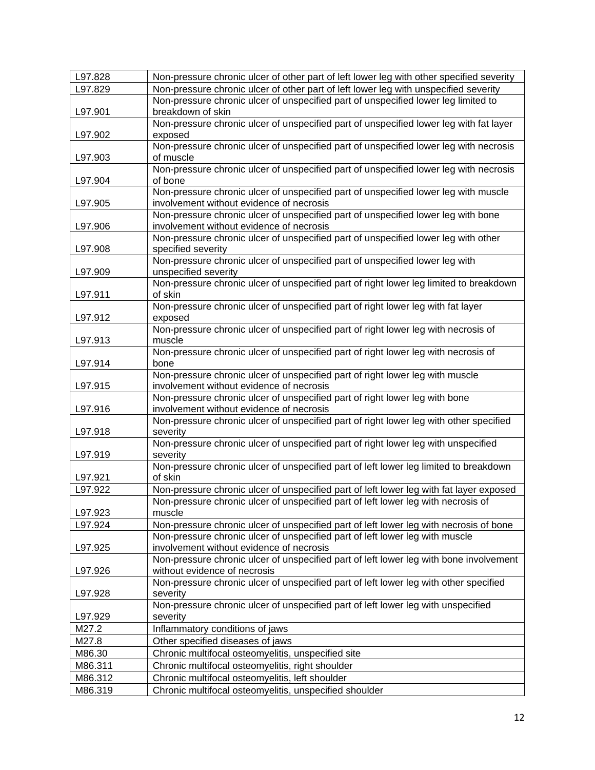| | |
|---|---|
| L97.828 | Non-pressure chronic ulcer of other part of left lower leg with other specified severity |
| L97.829 | Non-pressure chronic ulcer of other part of left lower leg with unspecified severity |
| L97.901 | Non-pressure chronic ulcer of unspecified part of unspecified lower leg limited to breakdown of skin |
| L97.902 | Non-pressure chronic ulcer of unspecified part of unspecified lower leg with fat layer exposed |
| L97.903 | Non-pressure chronic ulcer of unspecified part of unspecified lower leg with necrosis of muscle |
| L97.904 | Non-pressure chronic ulcer of unspecified part of unspecified lower leg with necrosis of bone |
| L97.905 | Non-pressure chronic ulcer of unspecified part of unspecified lower leg with muscle involvement without evidence of necrosis |
| L97.906 | Non-pressure chronic ulcer of unspecified part of unspecified lower leg with bone involvement without evidence of necrosis |
| L97.908 | Non-pressure chronic ulcer of unspecified part of unspecified lower leg with other specified severity |
| L97.909 | Non-pressure chronic ulcer of unspecified part of unspecified lower leg with unspecified severity |
| L97.911 | Non-pressure chronic ulcer of unspecified part of right lower leg limited to breakdown of skin |
| L97.912 | Non-pressure chronic ulcer of unspecified part of right lower leg with fat layer exposed |
| L97.913 | Non-pressure chronic ulcer of unspecified part of right lower leg with necrosis of muscle |
| L97.914 | Non-pressure chronic ulcer of unspecified part of right lower leg with necrosis of bone |
| L97.915 | Non-pressure chronic ulcer of unspecified part of right lower leg with muscle involvement without evidence of necrosis |
| L97.916 | Non-pressure chronic ulcer of unspecified part of right lower leg with bone involvement without evidence of necrosis |
| L97.918 | Non-pressure chronic ulcer of unspecified part of right lower leg with other specified severity |
| L97.919 | Non-pressure chronic ulcer of unspecified part of right lower leg with unspecified severity |
| L97.921 | Non-pressure chronic ulcer of unspecified part of left lower leg limited to breakdown of skin |
| L97.922 | Non-pressure chronic ulcer of unspecified part of left lower leg with fat layer exposed |
| L97.923 | Non-pressure chronic ulcer of unspecified part of left lower leg with necrosis of muscle |
| L97.924 | Non-pressure chronic ulcer of unspecified part of left lower leg with necrosis of bone |
| L97.925 | Non-pressure chronic ulcer of unspecified part of left lower leg with muscle involvement without evidence of necrosis |
| L97.926 | Non-pressure chronic ulcer of unspecified part of left lower leg with bone involvement without evidence of necrosis |
| L97.928 | Non-pressure chronic ulcer of unspecified part of left lower leg with other specified severity |
| L97.929 | Non-pressure chronic ulcer of unspecified part of left lower leg with unspecified severity |
| M27.2 | Inflammatory conditions of jaws |
| M27.8 | Other specified diseases of jaws |
| M86.30 | Chronic multifocal osteomyelitis, unspecified site |
| M86.311 | Chronic multifocal osteomyelitis, right shoulder |
| M86.312 | Chronic multifocal osteomyelitis, left shoulder |
| M86.319 | Chronic multifocal osteomyelitis, unspecified shoulder |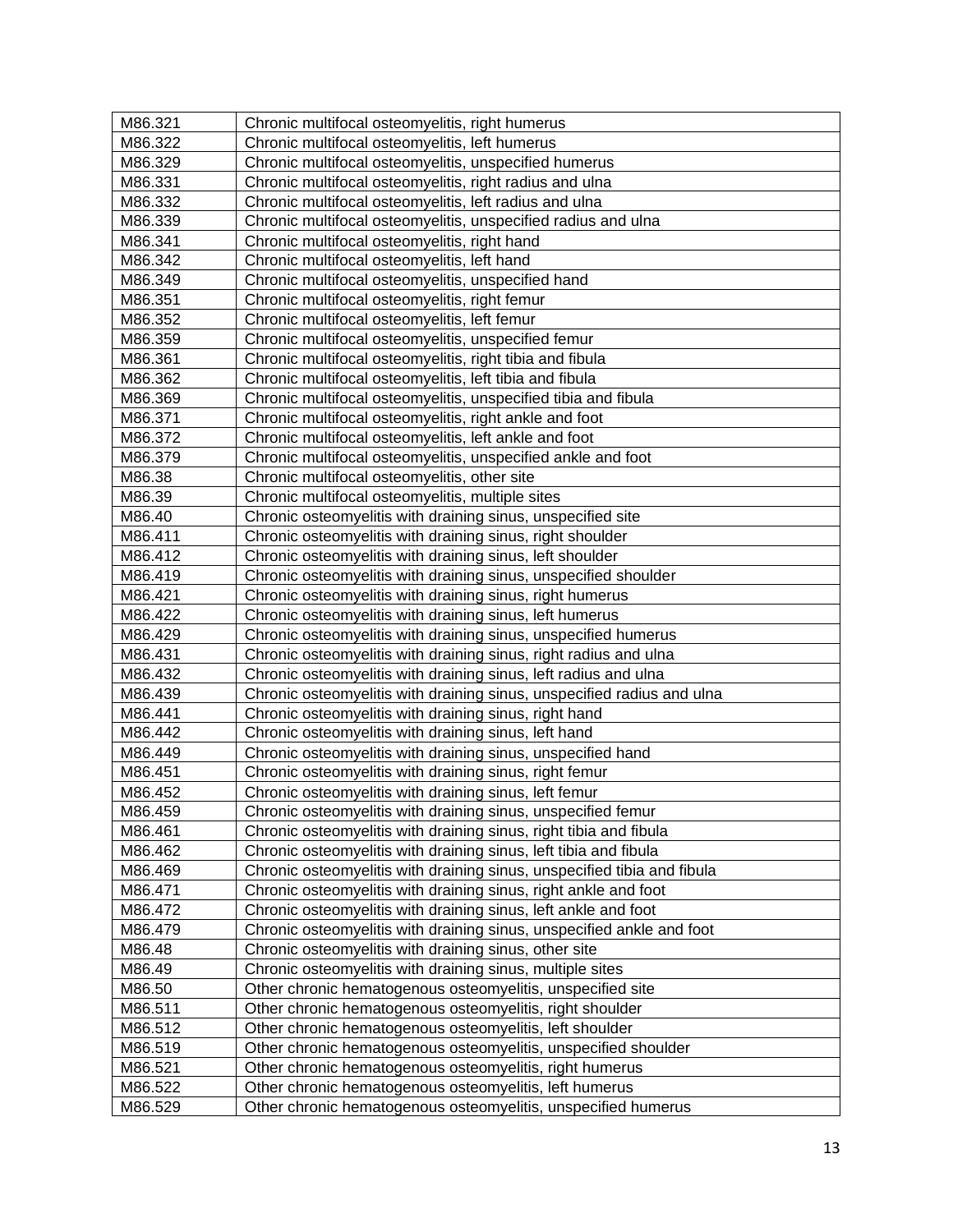| M86.321 | Chronic multifocal osteomyelitis, right humerus |
|---|---|
| M86.322 | Chronic multifocal osteomyelitis, left humerus |
| M86.329 | Chronic multifocal osteomyelitis, unspecified humerus |
| M86.331 | Chronic multifocal osteomyelitis, right radius and ulna |
| M86.332 | Chronic multifocal osteomyelitis, left radius and ulna |
| M86.339 | Chronic multifocal osteomyelitis, unspecified radius and ulna |
| M86.341 | Chronic multifocal osteomyelitis, right hand |
| M86.342 | Chronic multifocal osteomyelitis, left hand |
| M86.349 | Chronic multifocal osteomyelitis, unspecified hand |
| M86.351 | Chronic multifocal osteomyelitis, right femur |
| M86.352 | Chronic multifocal osteomyelitis, left femur |
| M86.359 | Chronic multifocal osteomyelitis, unspecified femur |
| M86.361 | Chronic multifocal osteomyelitis, right tibia and fibula |
| M86.362 | Chronic multifocal osteomyelitis, left tibia and fibula |
| M86.369 | Chronic multifocal osteomyelitis, unspecified tibia and fibula |
| M86.371 | Chronic multifocal osteomyelitis, right ankle and foot |
| M86.372 | Chronic multifocal osteomyelitis, left ankle and foot |
| M86.379 | Chronic multifocal osteomyelitis, unspecified ankle and foot |
| M86.38 | Chronic multifocal osteomyelitis, other site |
| M86.39 | Chronic multifocal osteomyelitis, multiple sites |
| M86.40 | Chronic osteomyelitis with draining sinus, unspecified site |
| M86.411 | Chronic osteomyelitis with draining sinus, right shoulder |
| M86.412 | Chronic osteomyelitis with draining sinus, left shoulder |
| M86.419 | Chronic osteomyelitis with draining sinus, unspecified shoulder |
| M86.421 | Chronic osteomyelitis with draining sinus, right humerus |
| M86.422 | Chronic osteomyelitis with draining sinus, left humerus |
| M86.429 | Chronic osteomyelitis with draining sinus, unspecified humerus |
| M86.431 | Chronic osteomyelitis with draining sinus, right radius and ulna |
| M86.432 | Chronic osteomyelitis with draining sinus, left radius and ulna |
| M86.439 | Chronic osteomyelitis with draining sinus, unspecified radius and ulna |
| M86.441 | Chronic osteomyelitis with draining sinus, right hand |
| M86.442 | Chronic osteomyelitis with draining sinus, left hand |
| M86.449 | Chronic osteomyelitis with draining sinus, unspecified hand |
| M86.451 | Chronic osteomyelitis with draining sinus, right femur |
| M86.452 | Chronic osteomyelitis with draining sinus, left femur |
| M86.459 | Chronic osteomyelitis with draining sinus, unspecified femur |
| M86.461 | Chronic osteomyelitis with draining sinus, right tibia and fibula |
| M86.462 | Chronic osteomyelitis with draining sinus, left tibia and fibula |
| M86.469 | Chronic osteomyelitis with draining sinus, unspecified tibia and fibula |
| M86.471 | Chronic osteomyelitis with draining sinus, right ankle and foot |
| M86.472 | Chronic osteomyelitis with draining sinus, left ankle and foot |
| M86.479 | Chronic osteomyelitis with draining sinus, unspecified ankle and foot |
| M86.48 | Chronic osteomyelitis with draining sinus, other site |
| M86.49 | Chronic osteomyelitis with draining sinus, multiple sites |
| M86.50 | Other chronic hematogenous osteomyelitis, unspecified site |
| M86.511 | Other chronic hematogenous osteomyelitis, right shoulder |
| M86.512 | Other chronic hematogenous osteomyelitis, left shoulder |
| M86.519 | Other chronic hematogenous osteomyelitis, unspecified shoulder |
| M86.521 | Other chronic hematogenous osteomyelitis, right humerus |
| M86.522 | Other chronic hematogenous osteomyelitis, left humerus |
| M86.529 | Other chronic hematogenous osteomyelitis, unspecified humerus |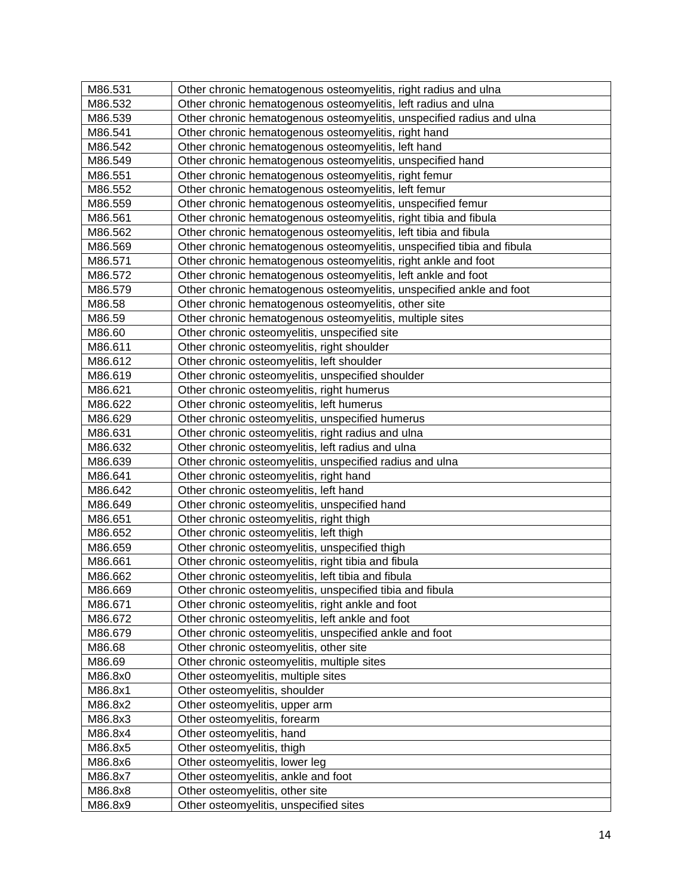| M86.531 | Other chronic hematogenous osteomyelitis, right radius and ulna |
|---|---|
| M86.532 | Other chronic hematogenous osteomyelitis, left radius and ulna |
| M86.539 | Other chronic hematogenous osteomyelitis, unspecified radius and ulna |
| M86.541 | Other chronic hematogenous osteomyelitis, right hand |
| M86.542 | Other chronic hematogenous osteomyelitis, left hand |
| M86.549 | Other chronic hematogenous osteomyelitis, unspecified hand |
| M86.551 | Other chronic hematogenous osteomyelitis, right femur |
| M86.552 | Other chronic hematogenous osteomyelitis, left femur |
| M86.559 | Other chronic hematogenous osteomyelitis, unspecified femur |
| M86.561 | Other chronic hematogenous osteomyelitis, right tibia and fibula |
| M86.562 | Other chronic hematogenous osteomyelitis, left tibia and fibula |
| M86.569 | Other chronic hematogenous osteomyelitis, unspecified tibia and fibula |
| M86.571 | Other chronic hematogenous osteomyelitis, right ankle and foot |
| M86.572 | Other chronic hematogenous osteomyelitis, left ankle and foot |
| M86.579 | Other chronic hematogenous osteomyelitis, unspecified ankle and foot |
| M86.58 | Other chronic hematogenous osteomyelitis, other site |
| M86.59 | Other chronic hematogenous osteomyelitis, multiple sites |
| M86.60 | Other chronic osteomyelitis, unspecified site |
| M86.611 | Other chronic osteomyelitis, right shoulder |
| M86.612 | Other chronic osteomyelitis, left shoulder |
| M86.619 | Other chronic osteomyelitis, unspecified shoulder |
| M86.621 | Other chronic osteomyelitis, right humerus |
| M86.622 | Other chronic osteomyelitis, left humerus |
| M86.629 | Other chronic osteomyelitis, unspecified humerus |
| M86.631 | Other chronic osteomyelitis, right radius and ulna |
| M86.632 | Other chronic osteomyelitis, left radius and ulna |
| M86.639 | Other chronic osteomyelitis, unspecified radius and ulna |
| M86.641 | Other chronic osteomyelitis, right hand |
| M86.642 | Other chronic osteomyelitis, left hand |
| M86.649 | Other chronic osteomyelitis, unspecified hand |
| M86.651 | Other chronic osteomyelitis, right thigh |
| M86.652 | Other chronic osteomyelitis, left thigh |
| M86.659 | Other chronic osteomyelitis, unspecified thigh |
| M86.661 | Other chronic osteomyelitis, right tibia and fibula |
| M86.662 | Other chronic osteomyelitis, left tibia and fibula |
| M86.669 | Other chronic osteomyelitis, unspecified tibia and fibula |
| M86.671 | Other chronic osteomyelitis, right ankle and foot |
| M86.672 | Other chronic osteomyelitis, left ankle and foot |
| M86.679 | Other chronic osteomyelitis, unspecified ankle and foot |
| M86.68 | Other chronic osteomyelitis, other site |
| M86.69 | Other chronic osteomyelitis, multiple sites |
| M86.8x0 | Other osteomyelitis, multiple sites |
| M86.8x1 | Other osteomyelitis, shoulder |
| M86.8x2 | Other osteomyelitis, upper arm |
| M86.8x3 | Other osteomyelitis, forearm |
| M86.8x4 | Other osteomyelitis, hand |
| M86.8x5 | Other osteomyelitis, thigh |
| M86.8x6 | Other osteomyelitis, lower leg |
| M86.8x7 | Other osteomyelitis, ankle and foot |
| M86.8x8 | Other osteomyelitis, other site |
| M86.8x9 | Other osteomyelitis, unspecified sites |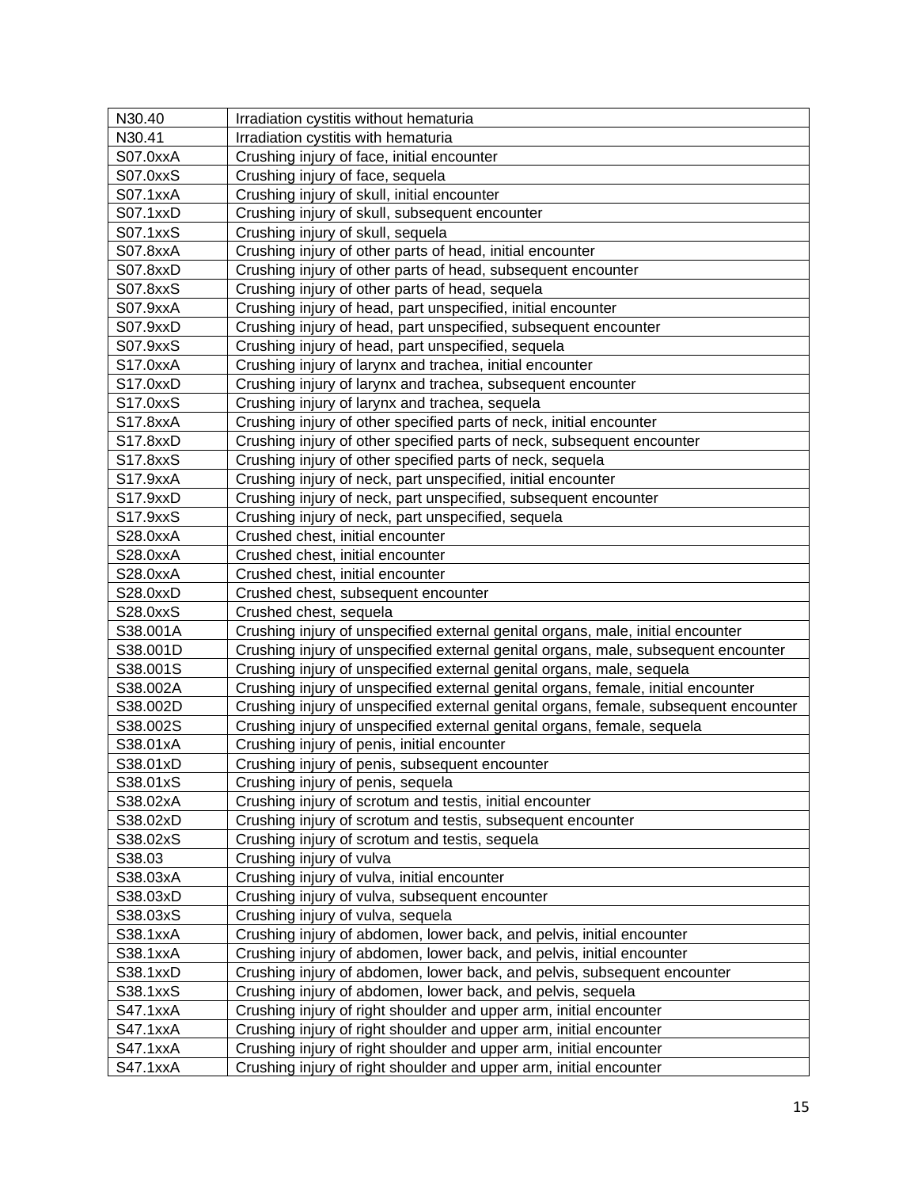| N30.40 | Irradiation cystitis without hematuria |
|---|---|
| N30.41 | Irradiation cystitis with hematuria |
| S07.0xxA | Crushing injury of face, initial encounter |
| S07.0xxS | Crushing injury of face, sequela |
| S07.1xxA | Crushing injury of skull, initial encounter |
| S07.1xxD | Crushing injury of skull, subsequent encounter |
| S07.1xxS | Crushing injury of skull, sequela |
| S07.8xxA | Crushing injury of other parts of head, initial encounter |
| S07.8xxD | Crushing injury of other parts of head, subsequent encounter |
| S07.8xxS | Crushing injury of other parts of head, sequela |
| S07.9xxA | Crushing injury of head, part unspecified, initial encounter |
| S07.9xxD | Crushing injury of head, part unspecified, subsequent encounter |
| S07.9xxS | Crushing injury of head, part unspecified, sequela |
| S17.0xxA | Crushing injury of larynx and trachea, initial encounter |
| S17.0xxD | Crushing injury of larynx and trachea, subsequent encounter |
| S17.0xxS | Crushing injury of larynx and trachea, sequela |
| S17.8xxA | Crushing injury of other specified parts of neck, initial encounter |
| S17.8xxD | Crushing injury of other specified parts of neck, subsequent encounter |
| S17.8xxS | Crushing injury of other specified parts of neck, sequela |
| S17.9xxA | Crushing injury of neck, part unspecified, initial encounter |
| S17.9xxD | Crushing injury of neck, part unspecified, subsequent encounter |
| S17.9xxS | Crushing injury of neck, part unspecified, sequela |
| S28.0xxA | Crushed chest, initial encounter |
| S28.0xxA | Crushed chest, initial encounter |
| S28.0xxA | Crushed chest, initial encounter |
| S28.0xxD | Crushed chest, subsequent encounter |
| S28.0xxS | Crushed chest, sequela |
| S38.001A | Crushing injury of unspecified external genital organs, male, initial encounter |
| S38.001D | Crushing injury of unspecified external genital organs, male, subsequent encounter |
| S38.001S | Crushing injury of unspecified external genital organs, male, sequela |
| S38.002A | Crushing injury of unspecified external genital organs, female, initial encounter |
| S38.002D | Crushing injury of unspecified external genital organs, female, subsequent encounter |
| S38.002S | Crushing injury of unspecified external genital organs, female, sequela |
| S38.01xA | Crushing injury of penis, initial encounter |
| S38.01xD | Crushing injury of penis, subsequent encounter |
| S38.01xS | Crushing injury of penis, sequela |
| S38.02xA | Crushing injury of scrotum and testis, initial encounter |
| S38.02xD | Crushing injury of scrotum and testis, subsequent encounter |
| S38.02xS | Crushing injury of scrotum and testis, sequela |
| S38.03 | Crushing injury of vulva |
| S38.03xA | Crushing injury of vulva, initial encounter |
| S38.03xD | Crushing injury of vulva, subsequent encounter |
| S38.03xS | Crushing injury of vulva, sequela |
| S38.1xxA | Crushing injury of abdomen, lower back, and pelvis, initial encounter |
| S38.1xxA | Crushing injury of abdomen, lower back, and pelvis, initial encounter |
| S38.1xxD | Crushing injury of abdomen, lower back, and pelvis, subsequent encounter |
| S38.1xxS | Crushing injury of abdomen, lower back, and pelvis, sequela |
| S47.1xxA | Crushing injury of right shoulder and upper arm, initial encounter |
| S47.1xxA | Crushing injury of right shoulder and upper arm, initial encounter |
| S47.1xxA | Crushing injury of right shoulder and upper arm, initial encounter |
| S47.1xxA | Crushing injury of right shoulder and upper arm, initial encounter |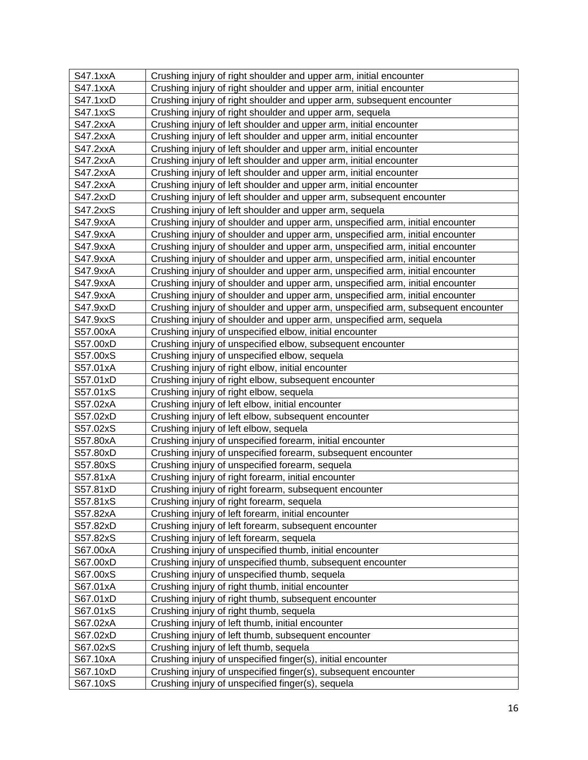| S47.1xxA | Crushing injury of right shoulder and upper arm, initial encounter |
|---|---|
| S47.1xxA | Crushing injury of right shoulder and upper arm, initial encounter |
| S47.1xxD | Crushing injury of right shoulder and upper arm, subsequent encounter |
| S47.1xxS | Crushing injury of right shoulder and upper arm, sequela |
| S47.2xxA | Crushing injury of left shoulder and upper arm, initial encounter |
| S47.2xxA | Crushing injury of left shoulder and upper arm, initial encounter |
| S47.2xxA | Crushing injury of left shoulder and upper arm, initial encounter |
| S47.2xxA | Crushing injury of left shoulder and upper arm, initial encounter |
| S47.2xxA | Crushing injury of left shoulder and upper arm, initial encounter |
| S47.2xxA | Crushing injury of left shoulder and upper arm, initial encounter |
| S47.2xxD | Crushing injury of left shoulder and upper arm, subsequent encounter |
| S47.2xxS | Crushing injury of left shoulder and upper arm, sequela |
| S47.9xxA | Crushing injury of shoulder and upper arm, unspecified arm, initial encounter |
| S47.9xxA | Crushing injury of shoulder and upper arm, unspecified arm, initial encounter |
| S47.9xxA | Crushing injury of shoulder and upper arm, unspecified arm, initial encounter |
| S47.9xxA | Crushing injury of shoulder and upper arm, unspecified arm, initial encounter |
| S47.9xxA | Crushing injury of shoulder and upper arm, unspecified arm, initial encounter |
| S47.9xxA | Crushing injury of shoulder and upper arm, unspecified arm, initial encounter |
| S47.9xxA | Crushing injury of shoulder and upper arm, unspecified arm, initial encounter |
| S47.9xxD | Crushing injury of shoulder and upper arm, unspecified arm, subsequent encounter |
| S47.9xxS | Crushing injury of shoulder and upper arm, unspecified arm, sequela |
| S57.00xA | Crushing injury of unspecified elbow, initial encounter |
| S57.00xD | Crushing injury of unspecified elbow, subsequent encounter |
| S57.00xS | Crushing injury of unspecified elbow, sequela |
| S57.01xA | Crushing injury of right elbow, initial encounter |
| S57.01xD | Crushing injury of right elbow, subsequent encounter |
| S57.01xS | Crushing injury of right elbow, sequela |
| S57.02xA | Crushing injury of left elbow, initial encounter |
| S57.02xD | Crushing injury of left elbow, subsequent encounter |
| S57.02xS | Crushing injury of left elbow, sequela |
| S57.80xA | Crushing injury of unspecified forearm, initial encounter |
| S57.80xD | Crushing injury of unspecified forearm, subsequent encounter |
| S57.80xS | Crushing injury of unspecified forearm, sequela |
| S57.81xA | Crushing injury of right forearm, initial encounter |
| S57.81xD | Crushing injury of right forearm, subsequent encounter |
| S57.81xS | Crushing injury of right forearm, sequela |
| S57.82xA | Crushing injury of left forearm, initial encounter |
| S57.82xD | Crushing injury of left forearm, subsequent encounter |
| S57.82xS | Crushing injury of left forearm, sequela |
| S67.00xA | Crushing injury of unspecified thumb, initial encounter |
| S67.00xD | Crushing injury of unspecified thumb, subsequent encounter |
| S67.00xS | Crushing injury of unspecified thumb, sequela |
| S67.01xA | Crushing injury of right thumb, initial encounter |
| S67.01xD | Crushing injury of right thumb, subsequent encounter |
| S67.01xS | Crushing injury of right thumb, sequela |
| S67.02xA | Crushing injury of left thumb, initial encounter |
| S67.02xD | Crushing injury of left thumb, subsequent encounter |
| S67.02xS | Crushing injury of left thumb, sequela |
| S67.10xA | Crushing injury of unspecified finger(s), initial encounter |
| S67.10xD | Crushing injury of unspecified finger(s), subsequent encounter |
| S67.10xS | Crushing injury of unspecified finger(s), sequela |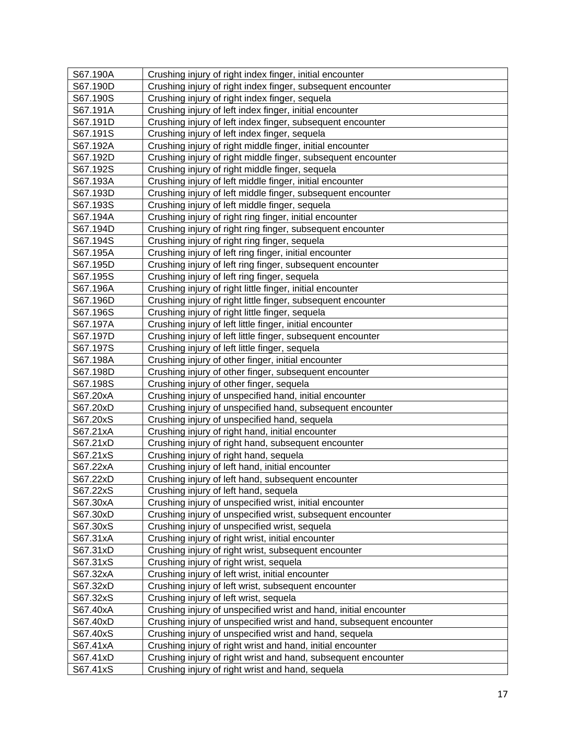| S67.190A | Crushing injury of right index finger, initial encounter |
|---|---|
| S67.190D | Crushing injury of right index finger, subsequent encounter |
| S67.190S | Crushing injury of right index finger, sequela |
| S67.191A | Crushing injury of left index finger, initial encounter |
| S67.191D | Crushing injury of left index finger, subsequent encounter |
| S67.191S | Crushing injury of left index finger, sequela |
| S67.192A | Crushing injury of right middle finger, initial encounter |
| S67.192D | Crushing injury of right middle finger, subsequent encounter |
| S67.192S | Crushing injury of right middle finger, sequela |
| S67.193A | Crushing injury of left middle finger, initial encounter |
| S67.193D | Crushing injury of left middle finger, subsequent encounter |
| S67.193S | Crushing injury of left middle finger, sequela |
| S67.194A | Crushing injury of right ring finger, initial encounter |
| S67.194D | Crushing injury of right ring finger, subsequent encounter |
| S67.194S | Crushing injury of right ring finger, sequela |
| S67.195A | Crushing injury of left ring finger, initial encounter |
| S67.195D | Crushing injury of left ring finger, subsequent encounter |
| S67.195S | Crushing injury of left ring finger, sequela |
| S67.196A | Crushing injury of right little finger, initial encounter |
| S67.196D | Crushing injury of right little finger, subsequent encounter |
| S67.196S | Crushing injury of right little finger, sequela |
| S67.197A | Crushing injury of left little finger, initial encounter |
| S67.197D | Crushing injury of left little finger, subsequent encounter |
| S67.197S | Crushing injury of left little finger, sequela |
| S67.198A | Crushing injury of other finger, initial encounter |
| S67.198D | Crushing injury of other finger, subsequent encounter |
| S67.198S | Crushing injury of other finger, sequela |
| S67.20xA | Crushing injury of unspecified hand, initial encounter |
| S67.20xD | Crushing injury of unspecified hand, subsequent encounter |
| S67.20xS | Crushing injury of unspecified hand, sequela |
| S67.21xA | Crushing injury of right hand, initial encounter |
| S67.21xD | Crushing injury of right hand, subsequent encounter |
| S67.21xS | Crushing injury of right hand, sequela |
| S67.22xA | Crushing injury of left hand, initial encounter |
| S67.22xD | Crushing injury of left hand, subsequent encounter |
| S67.22xS | Crushing injury of left hand, sequela |
| S67.30xA | Crushing injury of unspecified wrist, initial encounter |
| S67.30xD | Crushing injury of unspecified wrist, subsequent encounter |
| S67.30xS | Crushing injury of unspecified wrist, sequela |
| S67.31xA | Crushing injury of right wrist, initial encounter |
| S67.31xD | Crushing injury of right wrist, subsequent encounter |
| S67.31xS | Crushing injury of right wrist, sequela |
| S67.32xA | Crushing injury of left wrist, initial encounter |
| S67.32xD | Crushing injury of left wrist, subsequent encounter |
| S67.32xS | Crushing injury of left wrist, sequela |
| S67.40xA | Crushing injury of unspecified wrist and hand, initial encounter |
| S67.40xD | Crushing injury of unspecified wrist and hand, subsequent encounter |
| S67.40xS | Crushing injury of unspecified wrist and hand, sequela |
| S67.41xA | Crushing injury of right wrist and hand, initial encounter |
| S67.41xD | Crushing injury of right wrist and hand, subsequent encounter |
| S67.41xS | Crushing injury of right wrist and hand, sequela |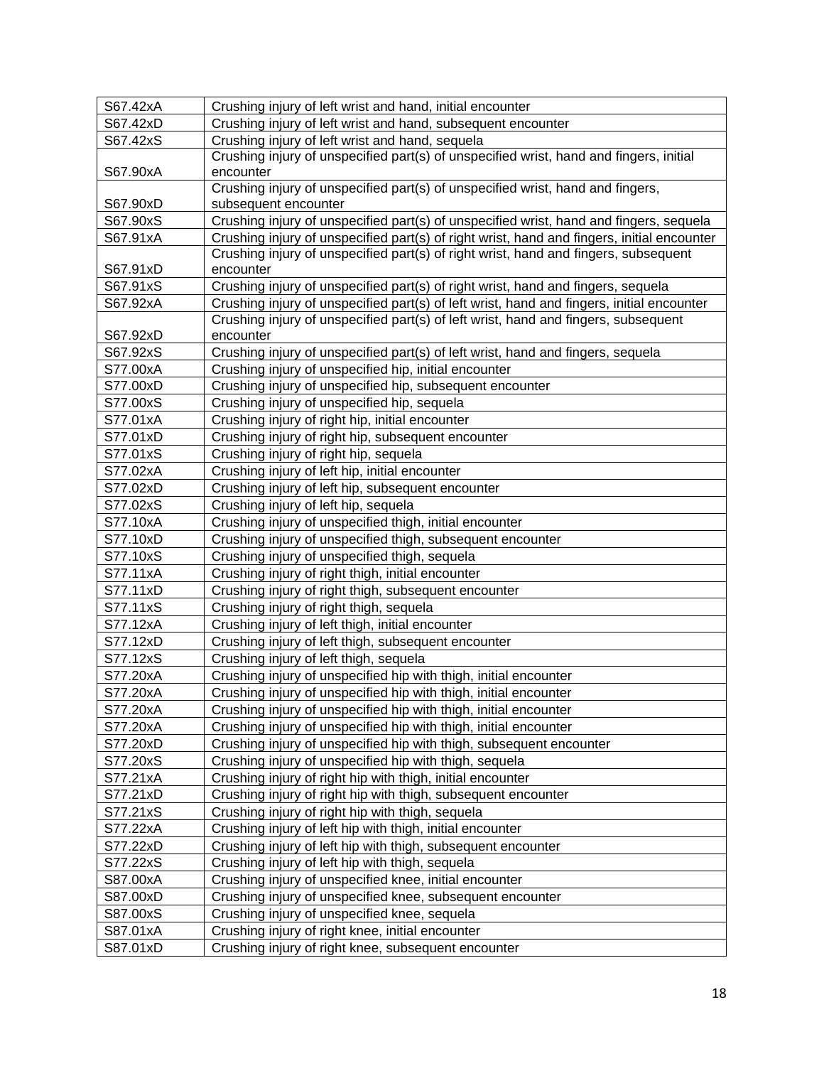| | |
|---|---|
| S67.42xA | Crushing injury of left wrist and hand, initial encounter |
| S67.42xD | Crushing injury of left wrist and hand, subsequent encounter |
| S67.42xS | Crushing injury of left wrist and hand, sequela |
| S67.90xA | Crushing injury of unspecified part(s) of unspecified wrist, hand and fingers, initial encounter |
| S67.90xD | Crushing injury of unspecified part(s) of unspecified wrist, hand and fingers, subsequent encounter |
| S67.90xS | Crushing injury of unspecified part(s) of unspecified wrist, hand and fingers, sequela |
| S67.91xA | Crushing injury of unspecified part(s) of right wrist, hand and fingers, initial encounter |
| S67.91xD | Crushing injury of unspecified part(s) of right wrist, hand and fingers, subsequent encounter |
| S67.91xS | Crushing injury of unspecified part(s) of right wrist, hand and fingers, sequela |
| S67.92xA | Crushing injury of unspecified part(s) of left wrist, hand and fingers, initial encounter |
| S67.92xD | Crushing injury of unspecified part(s) of left wrist, hand and fingers, subsequent encounter |
| S67.92xS | Crushing injury of unspecified part(s) of left wrist, hand and fingers, sequela |
| S77.00xA | Crushing injury of unspecified hip, initial encounter |
| S77.00xD | Crushing injury of unspecified hip, subsequent encounter |
| S77.00xS | Crushing injury of unspecified hip, sequela |
| S77.01xA | Crushing injury of right hip, initial encounter |
| S77.01xD | Crushing injury of right hip, subsequent encounter |
| S77.01xS | Crushing injury of right hip, sequela |
| S77.02xA | Crushing injury of left hip, initial encounter |
| S77.02xD | Crushing injury of left hip, subsequent encounter |
| S77.02xS | Crushing injury of left hip, sequela |
| S77.10xA | Crushing injury of unspecified thigh, initial encounter |
| S77.10xD | Crushing injury of unspecified thigh, subsequent encounter |
| S77.10xS | Crushing injury of unspecified thigh, sequela |
| S77.11xA | Crushing injury of right thigh, initial encounter |
| S77.11xD | Crushing injury of right thigh, subsequent encounter |
| S77.11xS | Crushing injury of right thigh, sequela |
| S77.12xA | Crushing injury of left thigh, initial encounter |
| S77.12xD | Crushing injury of left thigh, subsequent encounter |
| S77.12xS | Crushing injury of left thigh, sequela |
| S77.20xA | Crushing injury of unspecified hip with thigh, initial encounter |
| S77.20xA | Crushing injury of unspecified hip with thigh, initial encounter |
| S77.20xA | Crushing injury of unspecified hip with thigh, initial encounter |
| S77.20xA | Crushing injury of unspecified hip with thigh, initial encounter |
| S77.20xD | Crushing injury of unspecified hip with thigh, subsequent encounter |
| S77.20xS | Crushing injury of unspecified hip with thigh, sequela |
| S77.21xA | Crushing injury of right hip with thigh, initial encounter |
| S77.21xD | Crushing injury of right hip with thigh, subsequent encounter |
| S77.21xS | Crushing injury of right hip with thigh, sequela |
| S77.22xA | Crushing injury of left hip with thigh, initial encounter |
| S77.22xD | Crushing injury of left hip with thigh, subsequent encounter |
| S77.22xS | Crushing injury of left hip with thigh, sequela |
| S87.00xA | Crushing injury of unspecified knee, initial encounter |
| S87.00xD | Crushing injury of unspecified knee, subsequent encounter |
| S87.00xS | Crushing injury of unspecified knee, sequela |
| S87.01xA | Crushing injury of right knee, initial encounter |
| S87.01xD | Crushing injury of right knee, subsequent encounter |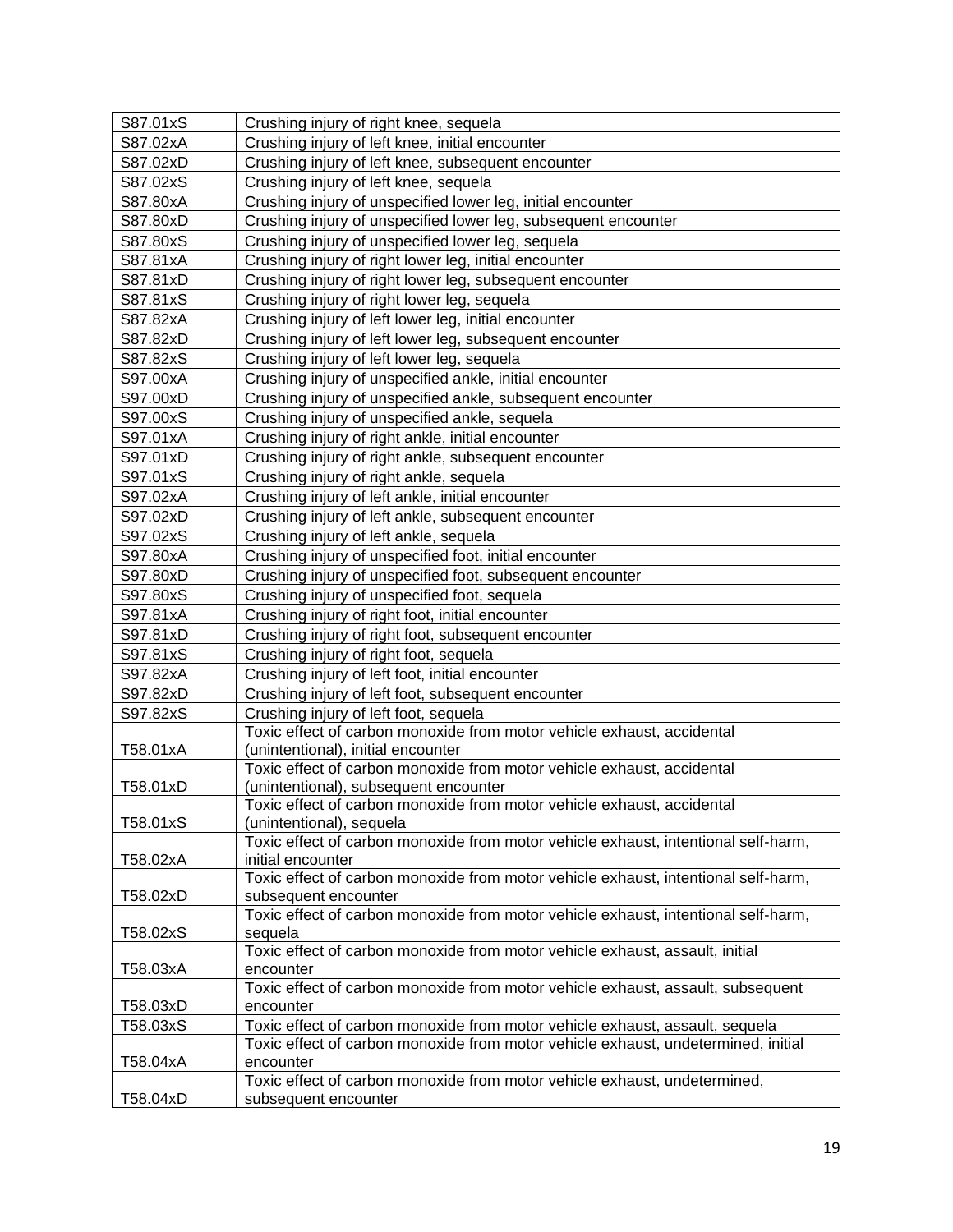| S87.01xS | Crushing injury of right knee, sequela |
|---|---|
| S87.02xA | Crushing injury of left knee, initial encounter |
| S87.02xD | Crushing injury of left knee, subsequent encounter |
| S87.02xS | Crushing injury of left knee, sequela |
| S87.80xA | Crushing injury of unspecified lower leg, initial encounter |
| S87.80xD | Crushing injury of unspecified lower leg, subsequent encounter |
| S87.80xS | Crushing injury of unspecified lower leg, sequela |
| S87.81xA | Crushing injury of right lower leg, initial encounter |
| S87.81xD | Crushing injury of right lower leg, subsequent encounter |
| S87.81xS | Crushing injury of right lower leg, sequela |
| S87.82xA | Crushing injury of left lower leg, initial encounter |
| S87.82xD | Crushing injury of left lower leg, subsequent encounter |
| S87.82xS | Crushing injury of left lower leg, sequela |
| S97.00xA | Crushing injury of unspecified ankle, initial encounter |
| S97.00xD | Crushing injury of unspecified ankle, subsequent encounter |
| S97.00xS | Crushing injury of unspecified ankle, sequela |
| S97.01xA | Crushing injury of right ankle, initial encounter |
| S97.01xD | Crushing injury of right ankle, subsequent encounter |
| S97.01xS | Crushing injury of right ankle, sequela |
| S97.02xA | Crushing injury of left ankle, initial encounter |
| S97.02xD | Crushing injury of left ankle, subsequent encounter |
| S97.02xS | Crushing injury of left ankle, sequela |
| S97.80xA | Crushing injury of unspecified foot, initial encounter |
| S97.80xD | Crushing injury of unspecified foot, subsequent encounter |
| S97.80xS | Crushing injury of unspecified foot, sequela |
| S97.81xA | Crushing injury of right foot, initial encounter |
| S97.81xD | Crushing injury of right foot, subsequent encounter |
| S97.81xS | Crushing injury of right foot, sequela |
| S97.82xA | Crushing injury of left foot, initial encounter |
| S97.82xD | Crushing injury of left foot, subsequent encounter |
| S97.82xS | Crushing injury of left foot, sequela |
| T58.01xA | Toxic effect of carbon monoxide from motor vehicle exhaust, accidental (unintentional), initial encounter |
| T58.01xD | Toxic effect of carbon monoxide from motor vehicle exhaust, accidental (unintentional), subsequent encounter |
| T58.01xS | Toxic effect of carbon monoxide from motor vehicle exhaust, accidental (unintentional), sequela |
| T58.02xA | Toxic effect of carbon monoxide from motor vehicle exhaust, intentional self-harm, initial encounter |
| T58.02xD | Toxic effect of carbon monoxide from motor vehicle exhaust, intentional self-harm, subsequent encounter |
| T58.02xS | Toxic effect of carbon monoxide from motor vehicle exhaust, intentional self-harm, sequela |
| T58.03xA | Toxic effect of carbon monoxide from motor vehicle exhaust, assault, initial encounter |
| T58.03xD | Toxic effect of carbon monoxide from motor vehicle exhaust, assault, subsequent encounter |
| T58.03xS | Toxic effect of carbon monoxide from motor vehicle exhaust, assault, sequela |
| T58.04xA | Toxic effect of carbon monoxide from motor vehicle exhaust, undetermined, initial encounter |
| T58.04xD | Toxic effect of carbon monoxide from motor vehicle exhaust, undetermined, subsequent encounter |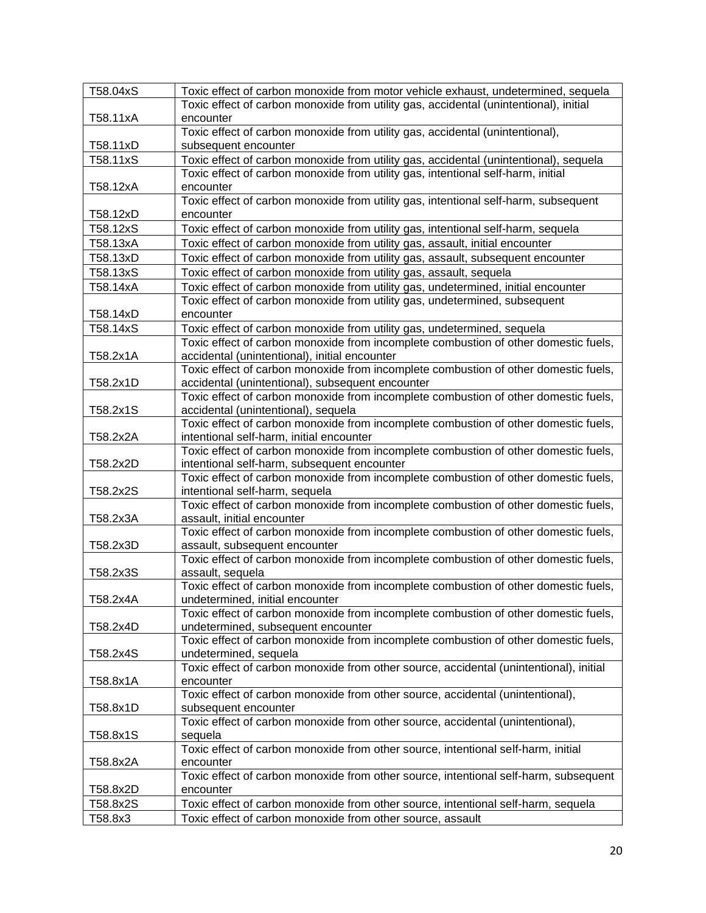| T58.04xS | Toxic effect of carbon monoxide from motor vehicle exhaust, undetermined, sequela |
|---|---|
| T58.11xA | Toxic effect of carbon monoxide from utility gas, accidental (unintentional), initial encounter |
| T58.11xD | Toxic effect of carbon monoxide from utility gas, accidental (unintentional), subsequent encounter |
| T58.11xS | Toxic effect of carbon monoxide from utility gas, accidental (unintentional), sequela |
| T58.12xA | Toxic effect of carbon monoxide from utility gas, intentional self-harm, initial encounter |
| T58.12xD | Toxic effect of carbon monoxide from utility gas, intentional self-harm, subsequent encounter |
| T58.12xS | Toxic effect of carbon monoxide from utility gas, intentional self-harm, sequela |
| T58.13xA | Toxic effect of carbon monoxide from utility gas, assault, initial encounter |
| T58.13xD | Toxic effect of carbon monoxide from utility gas, assault, subsequent encounter |
| T58.13xS | Toxic effect of carbon monoxide from utility gas, assault, sequela |
| T58.14xA | Toxic effect of carbon monoxide from utility gas, undetermined, initial encounter |
| T58.14xD | Toxic effect of carbon monoxide from utility gas, undetermined, subsequent encounter |
| T58.14xS | Toxic effect of carbon monoxide from utility gas, undetermined, sequela |
| T58.2x1A | Toxic effect of carbon monoxide from incomplete combustion of other domestic fuels, accidental (unintentional), initial encounter |
| T58.2x1D | Toxic effect of carbon monoxide from incomplete combustion of other domestic fuels, accidental (unintentional), subsequent encounter |
| T58.2x1S | Toxic effect of carbon monoxide from incomplete combustion of other domestic fuels, accidental (unintentional), sequela |
| T58.2x2A | Toxic effect of carbon monoxide from incomplete combustion of other domestic fuels, intentional self-harm, initial encounter |
| T58.2x2D | Toxic effect of carbon monoxide from incomplete combustion of other domestic fuels, intentional self-harm, subsequent encounter |
| T58.2x2S | Toxic effect of carbon monoxide from incomplete combustion of other domestic fuels, intentional self-harm, sequela |
| T58.2x3A | Toxic effect of carbon monoxide from incomplete combustion of other domestic fuels, assault, initial encounter |
| T58.2x3D | Toxic effect of carbon monoxide from incomplete combustion of other domestic fuels, assault, subsequent encounter |
| T58.2x3S | Toxic effect of carbon monoxide from incomplete combustion of other domestic fuels, assault, sequela |
| T58.2x4A | Toxic effect of carbon monoxide from incomplete combustion of other domestic fuels, undetermined, initial encounter |
| T58.2x4D | Toxic effect of carbon monoxide from incomplete combustion of other domestic fuels, undetermined, subsequent encounter |
| T58.2x4S | Toxic effect of carbon monoxide from incomplete combustion of other domestic fuels, undetermined, sequela |
| T58.8x1A | Toxic effect of carbon monoxide from other source, accidental (unintentional), initial encounter |
| T58.8x1D | Toxic effect of carbon monoxide from other source, accidental (unintentional), subsequent encounter |
| T58.8x1S | Toxic effect of carbon monoxide from other source, accidental (unintentional), sequela |
| T58.8x2A | Toxic effect of carbon monoxide from other source, intentional self-harm, initial encounter |
| T58.8x2D | Toxic effect of carbon monoxide from other source, intentional self-harm, subsequent encounter |
| T58.8x2S | Toxic effect of carbon monoxide from other source, intentional self-harm, sequela |
| T58.8x3 | Toxic effect of carbon monoxide from other source, assault |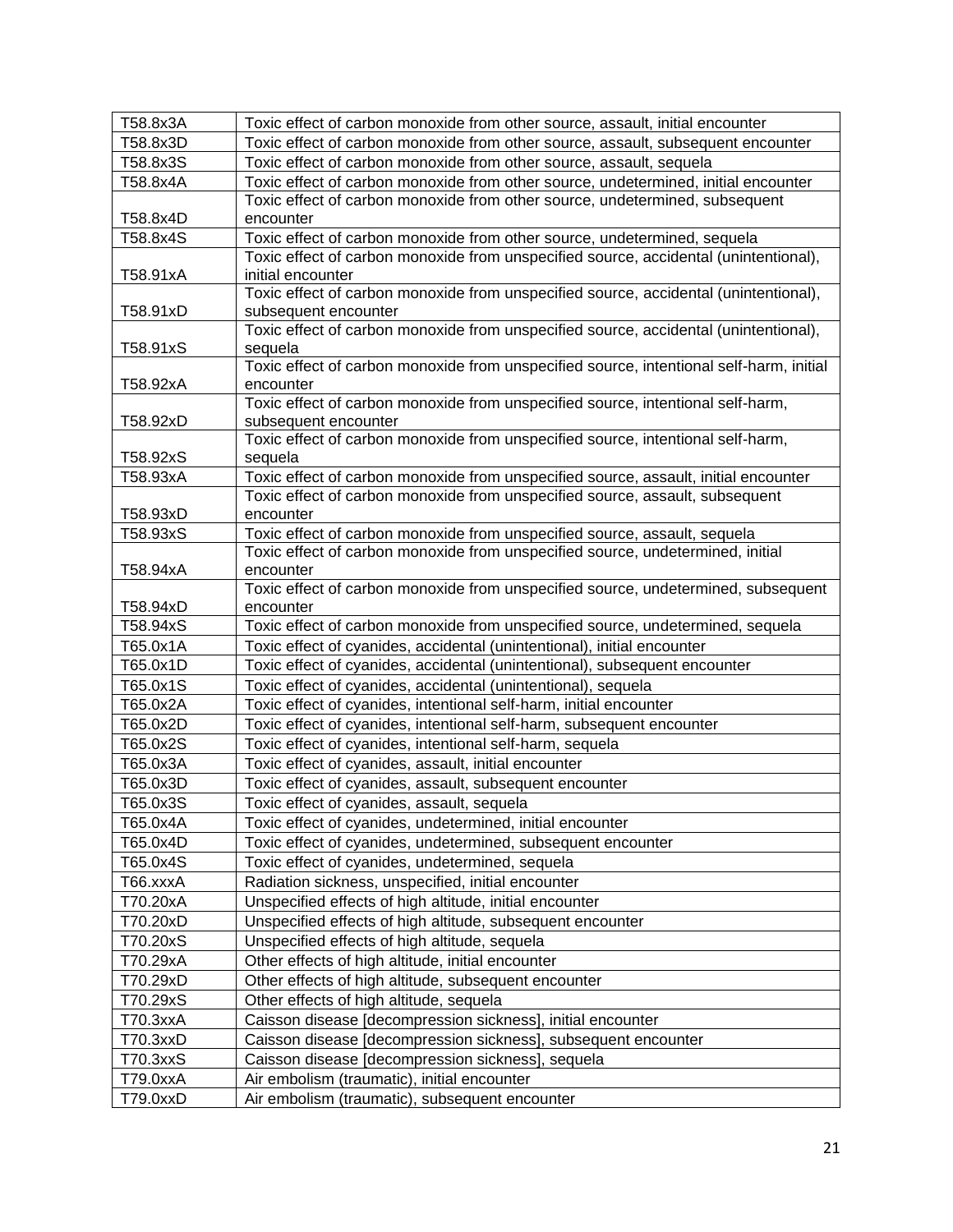| T58.8x3A | Toxic effect of carbon monoxide from other source, assault, initial encounter |
|---|---|
| T58.8x3D | Toxic effect of carbon monoxide from other source, assault, subsequent encounter |
| T58.8x3S | Toxic effect of carbon monoxide from other source, assault, sequela |
| T58.8x4A | Toxic effect of carbon monoxide from other source, undetermined, initial encounter |
| T58.8x4D | Toxic effect of carbon monoxide from other source, undetermined, subsequent encounter |
| T58.8x4S | Toxic effect of carbon monoxide from other source, undetermined, sequela |
| T58.91xA | Toxic effect of carbon monoxide from unspecified source, accidental (unintentional), initial encounter |
| T58.91xD | Toxic effect of carbon monoxide from unspecified source, accidental (unintentional), subsequent encounter |
| T58.91xS | Toxic effect of carbon monoxide from unspecified source, accidental (unintentional), sequela |
| T58.92xA | Toxic effect of carbon monoxide from unspecified source, intentional self-harm, initial encounter |
| T58.92xD | Toxic effect of carbon monoxide from unspecified source, intentional self-harm, subsequent encounter |
| T58.92xS | Toxic effect of carbon monoxide from unspecified source, intentional self-harm, sequela |
| T58.93xA | Toxic effect of carbon monoxide from unspecified source, assault, initial encounter |
| T58.93xD | Toxic effect of carbon monoxide from unspecified source, assault, subsequent encounter |
| T58.93xS | Toxic effect of carbon monoxide from unspecified source, assault, sequela |
| T58.94xA | Toxic effect of carbon monoxide from unspecified source, undetermined, initial encounter |
| T58.94xD | Toxic effect of carbon monoxide from unspecified source, undetermined, subsequent encounter |
| T58.94xS | Toxic effect of carbon monoxide from unspecified source, undetermined, sequela |
| T65.0x1A | Toxic effect of cyanides, accidental (unintentional), initial encounter |
| T65.0x1D | Toxic effect of cyanides, accidental (unintentional), subsequent encounter |
| T65.0x1S | Toxic effect of cyanides, accidental (unintentional), sequela |
| T65.0x2A | Toxic effect of cyanides, intentional self-harm, initial encounter |
| T65.0x2D | Toxic effect of cyanides, intentional self-harm, subsequent encounter |
| T65.0x2S | Toxic effect of cyanides, intentional self-harm, sequela |
| T65.0x3A | Toxic effect of cyanides, assault, initial encounter |
| T65.0x3D | Toxic effect of cyanides, assault, subsequent encounter |
| T65.0x3S | Toxic effect of cyanides, assault, sequela |
| T65.0x4A | Toxic effect of cyanides, undetermined, initial encounter |
| T65.0x4D | Toxic effect of cyanides, undetermined, subsequent encounter |
| T65.0x4S | Toxic effect of cyanides, undetermined, sequela |
| T66.xxxA | Radiation sickness, unspecified, initial encounter |
| T70.20xA | Unspecified effects of high altitude, initial encounter |
| T70.20xD | Unspecified effects of high altitude, subsequent encounter |
| T70.20xS | Unspecified effects of high altitude, sequela |
| T70.29xA | Other effects of high altitude, initial encounter |
| T70.29xD | Other effects of high altitude, subsequent encounter |
| T70.29xS | Other effects of high altitude, sequela |
| T70.3xxA | Caisson disease [decompression sickness], initial encounter |
| T70.3xxD | Caisson disease [decompression sickness], subsequent encounter |
| T70.3xxS | Caisson disease [decompression sickness], sequela |
| T79.0xxA | Air embolism (traumatic), initial encounter |
| T79.0xxD | Air embolism (traumatic), subsequent encounter |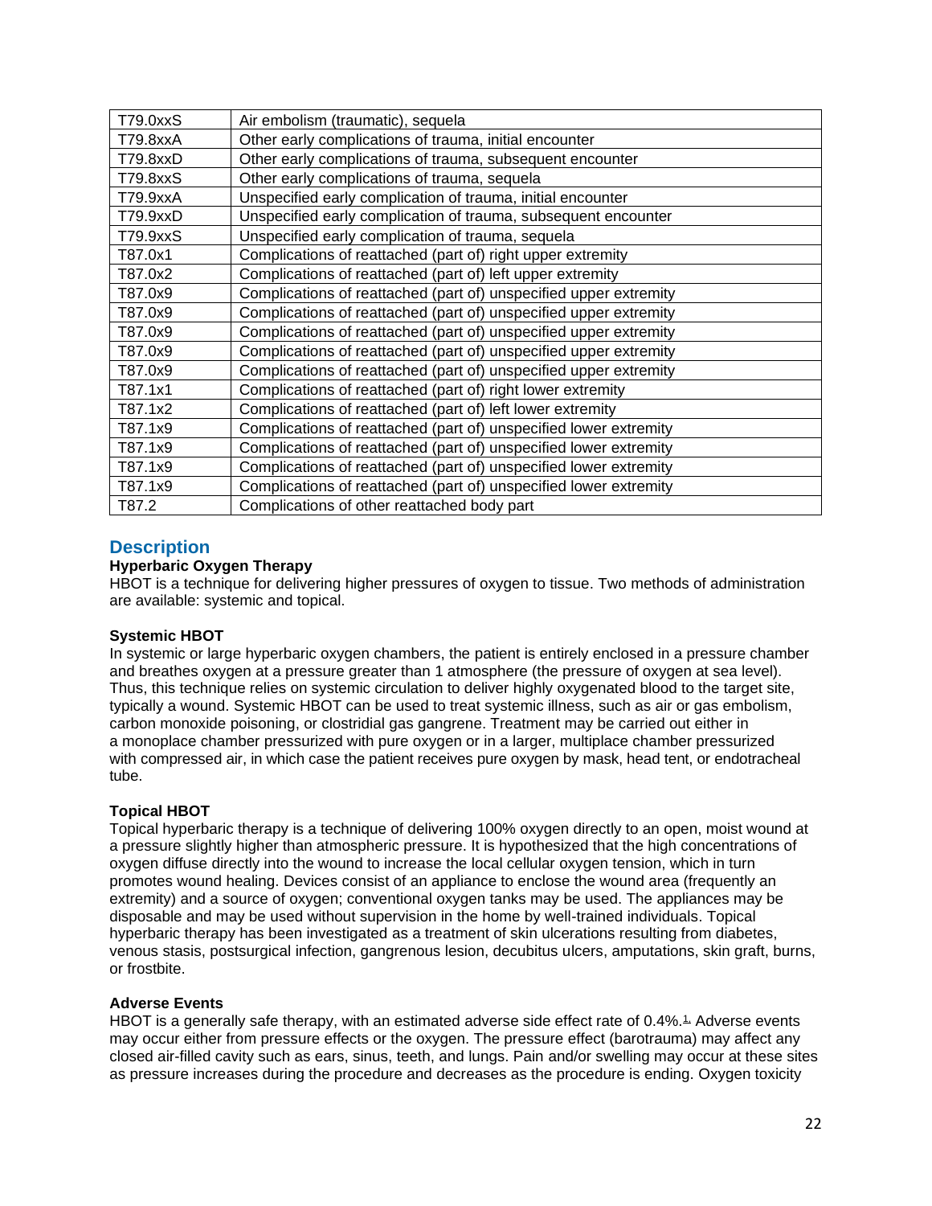| T79.0xxS | Air embolism (traumatic), sequela |
|---|---|
| T79.8xxA | Other early complications of trauma, initial encounter |
| T79.8xxD | Other early complications of trauma, subsequent encounter |
| T79.8xxS | Other early complications of trauma, sequela |
| T79.9xxA | Unspecified early complication of trauma, initial encounter |
| T79.9xxD | Unspecified early complication of trauma, subsequent encounter |
| T79.9xxS | Unspecified early complication of trauma, sequela |
| T87.0x1 | Complications of reattached (part of) right upper extremity |
| T87.0x2 | Complications of reattached (part of) left upper extremity |
| T87.0x9 | Complications of reattached (part of) unspecified upper extremity |
| T87.0x9 | Complications of reattached (part of) unspecified upper extremity |
| T87.0x9 | Complications of reattached (part of) unspecified upper extremity |
| T87.0x9 | Complications of reattached (part of) unspecified upper extremity |
| T87.0x9 | Complications of reattached (part of) unspecified upper extremity |
| T87.1x1 | Complications of reattached (part of) right lower extremity |
| T87.1x2 | Complications of reattached (part of) left lower extremity |
| T87.1x9 | Complications of reattached (part of) unspecified lower extremity |
| T87.1x9 | Complications of reattached (part of) unspecified lower extremity |
| T87.1x9 | Complications of reattached (part of) unspecified lower extremity |
| T87.1x9 | Complications of reattached (part of) unspecified lower extremity |
| T87.2 | Complications of other reattached body part |

## Description

**Hyperbaric Oxygen Therapy**

HBOT is a technique for delivering higher pressures of oxygen to tissue. Two methods of administration are available: systemic and topical.

**Systemic HBOT**

In systemic or large hyperbaric oxygen chambers, the patient is entirely enclosed in a pressure chamber and breathes oxygen at a pressure greater than 1 atmosphere (the pressure of oxygen at sea level). Thus, this technique relies on systemic circulation to deliver highly oxygenated blood to the target site, typically a wound. Systemic HBOT can be used to treat systemic illness, such as air or gas embolism, carbon monoxide poisoning, or clostridial gas gangrene. Treatment may be carried out either in a monoplace chamber pressurized with pure oxygen or in a larger, multiplace chamber pressurized with compressed air, in which case the patient receives pure oxygen by mask, head tent, or endotracheal tube.

**Topical HBOT**

Topical hyperbaric therapy is a technique of delivering 100% oxygen directly to an open, moist wound at a pressure slightly higher than atmospheric pressure. It is hypothesized that the high concentrations of oxygen diffuse directly into the wound to increase the local cellular oxygen tension, which in turn promotes wound healing. Devices consist of an appliance to enclose the wound area (frequently an extremity) and a source of oxygen; conventional oxygen tanks may be used. The appliances may be disposable and may be used without supervision in the home by well-trained individuals. Topical hyperbaric therapy has been investigated as a treatment of skin ulcerations resulting from diabetes, venous stasis, postsurgical infection, gangrenous lesion, decubitus ulcers, amputations, skin graft, burns, or frostbite.

**Adverse Events**

HBOT is a generally safe therapy, with an estimated adverse side effect rate of 0.4%.[1] Adverse events may occur either from pressure effects or the oxygen. The pressure effect (barotrauma) may affect any closed air-filled cavity such as ears, sinus, teeth, and lungs. Pain and/or swelling may occur at these sites as pressure increases during the procedure and decreases as the procedure is ending. Oxygen toxicity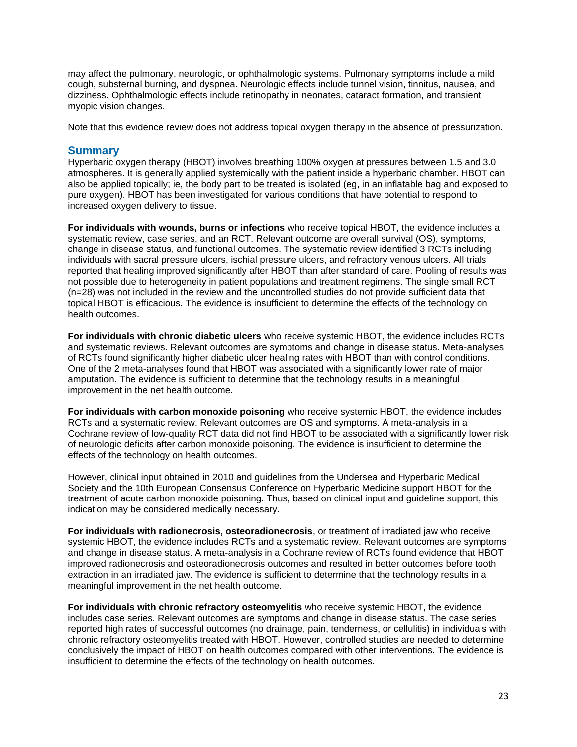may affect the pulmonary, neurologic, or ophthalmologic systems. Pulmonary symptoms include a mild cough, substernal burning, and dyspnea. Neurologic effects include tunnel vision, tinnitus, nausea, and dizziness. Ophthalmologic effects include retinopathy in neonates, cataract formation, and transient myopic vision changes.

Note that this evidence review does not address topical oxygen therapy in the absence of pressurization.

## Summary

Hyperbaric oxygen therapy (HBOT) involves breathing 100% oxygen at pressures between 1.5 and 3.0 atmospheres. It is generally applied systemically with the patient inside a hyperbaric chamber. HBOT can also be applied topically; ie, the body part to be treated is isolated (eg, in an inflatable bag and exposed to pure oxygen). HBOT has been investigated for various conditions that have potential to respond to increased oxygen delivery to tissue.

**For individuals with wounds, burns or infections** who receive topical HBOT, the evidence includes a systematic review, case series, and an RCT. Relevant outcome are overall survival (OS), symptoms, change in disease status, and functional outcomes. The systematic review identified 3 RCTs including individuals with sacral pressure ulcers, ischial pressure ulcers, and refractory venous ulcers. All trials reported that healing improved significantly after HBOT than after standard of care. Pooling of results was not possible due to heterogeneity in patient populations and treatment regimens. The single small RCT (n=28) was not included in the review and the uncontrolled studies do not provide sufficient data that topical HBOT is efficacious. The evidence is insufficient to determine the effects of the technology on health outcomes.

**For individuals with chronic diabetic ulcers** who receive systemic HBOT, the evidence includes RCTs and systematic reviews. Relevant outcomes are symptoms and change in disease status. Meta-analyses of RCTs found significantly higher diabetic ulcer healing rates with HBOT than with control conditions. One of the 2 meta-analyses found that HBOT was associated with a significantly lower rate of major amputation. The evidence is sufficient to determine that the technology results in a meaningful improvement in the net health outcome.

**For individuals with carbon monoxide poisoning** who receive systemic HBOT, the evidence includes RCTs and a systematic review. Relevant outcomes are OS and symptoms. A meta-analysis in a Cochrane review of low-quality RCT data did not find HBOT to be associated with a significantly lower risk of neurologic deficits after carbon monoxide poisoning. The evidence is insufficient to determine the effects of the technology on health outcomes.

However, clinical input obtained in 2010 and guidelines from the Undersea and Hyperbaric Medical Society and the 10th European Consensus Conference on Hyperbaric Medicine support HBOT for the treatment of acute carbon monoxide poisoning. Thus, based on clinical input and guideline support, this indication may be considered medically necessary.

**For individuals with radionecrosis, osteoradionecrosis**, or treatment of irradiated jaw who receive systemic HBOT, the evidence includes RCTs and a systematic review. Relevant outcomes are symptoms and change in disease status. A meta-analysis in a Cochrane review of RCTs found evidence that HBOT improved radionecrosis and osteoradionecrosis outcomes and resulted in better outcomes before tooth extraction in an irradiated jaw. The evidence is sufficient to determine that the technology results in a meaningful improvement in the net health outcome.

**For individuals with chronic refractory osteomyelitis** who receive systemic HBOT, the evidence includes case series. Relevant outcomes are symptoms and change in disease status. The case series reported high rates of successful outcomes (no drainage, pain, tenderness, or cellulitis) in individuals with chronic refractory osteomyelitis treated with HBOT. However, controlled studies are needed to determine conclusively the impact of HBOT on health outcomes compared with other interventions. The evidence is insufficient to determine the effects of the technology on health outcomes.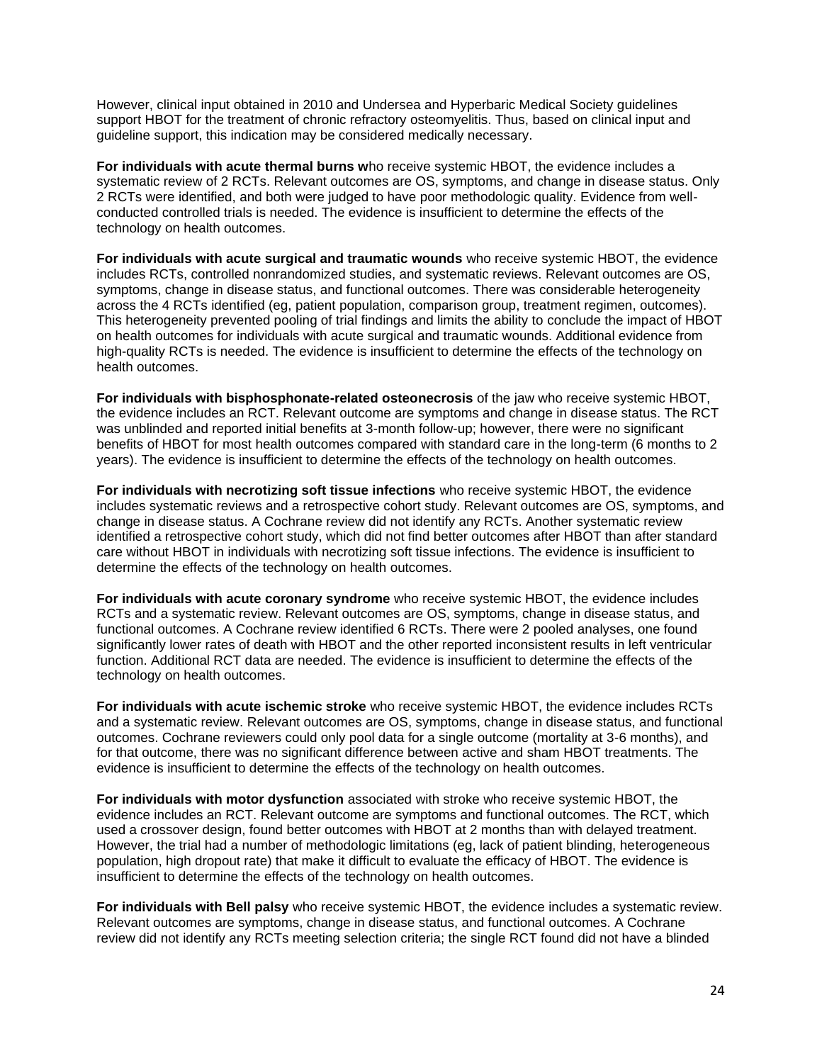However, clinical input obtained in 2010 and Undersea and Hyperbaric Medical Society guidelines support HBOT for the treatment of chronic refractory osteomyelitis. Thus, based on clinical input and guideline support, this indication may be considered medically necessary.

**For individuals with acute thermal burns w**ho receive systemic HBOT, the evidence includes a systematic review of 2 RCTs. Relevant outcomes are OS, symptoms, and change in disease status. Only 2 RCTs were identified, and both were judged to have poor methodologic quality. Evidence from well-conducted controlled trials is needed. The evidence is insufficient to determine the effects of the technology on health outcomes.

**For individuals with acute surgical and traumatic wounds** who receive systemic HBOT, the evidence includes RCTs, controlled nonrandomized studies, and systematic reviews. Relevant outcomes are OS, symptoms, change in disease status, and functional outcomes. There was considerable heterogeneity across the 4 RCTs identified (eg, patient population, comparison group, treatment regimen, outcomes). This heterogeneity prevented pooling of trial findings and limits the ability to conclude the impact of HBOT on health outcomes for individuals with acute surgical and traumatic wounds. Additional evidence from high-quality RCTs is needed. The evidence is insufficient to determine the effects of the technology on health outcomes.

**For individuals with bisphosphonate-related osteonecrosis** of the jaw who receive systemic HBOT, the evidence includes an RCT. Relevant outcome are symptoms and change in disease status. The RCT was unblinded and reported initial benefits at 3-month follow-up; however, there were no significant benefits of HBOT for most health outcomes compared with standard care in the long-term (6 months to 2 years). The evidence is insufficient to determine the effects of the technology on health outcomes.

**For individuals with necrotizing soft tissue infections** who receive systemic HBOT, the evidence includes systematic reviews and a retrospective cohort study. Relevant outcomes are OS, symptoms, and change in disease status. A Cochrane review did not identify any RCTs. Another systematic review identified a retrospective cohort study, which did not find better outcomes after HBOT than after standard care without HBOT in individuals with necrotizing soft tissue infections. The evidence is insufficient to determine the effects of the technology on health outcomes.

**For individuals with acute coronary syndrome** who receive systemic HBOT, the evidence includes RCTs and a systematic review. Relevant outcomes are OS, symptoms, change in disease status, and functional outcomes. A Cochrane review identified 6 RCTs. There were 2 pooled analyses, one found significantly lower rates of death with HBOT and the other reported inconsistent results in left ventricular function. Additional RCT data are needed. The evidence is insufficient to determine the effects of the technology on health outcomes.

**For individuals with acute ischemic stroke** who receive systemic HBOT, the evidence includes RCTs and a systematic review. Relevant outcomes are OS, symptoms, change in disease status, and functional outcomes. Cochrane reviewers could only pool data for a single outcome (mortality at 3-6 months), and for that outcome, there was no significant difference between active and sham HBOT treatments. The evidence is insufficient to determine the effects of the technology on health outcomes.

**For individuals with motor dysfunction** associated with stroke who receive systemic HBOT, the evidence includes an RCT. Relevant outcome are symptoms and functional outcomes. The RCT, which used a crossover design, found better outcomes with HBOT at 2 months than with delayed treatment. However, the trial had a number of methodologic limitations (eg, lack of patient blinding, heterogeneous population, high dropout rate) that make it difficult to evaluate the efficacy of HBOT. The evidence is insufficient to determine the effects of the technology on health outcomes.

**For individuals with Bell palsy** who receive systemic HBOT, the evidence includes a systematic review. Relevant outcomes are symptoms, change in disease status, and functional outcomes. A Cochrane review did not identify any RCTs meeting selection criteria; the single RCT found did not have a blinded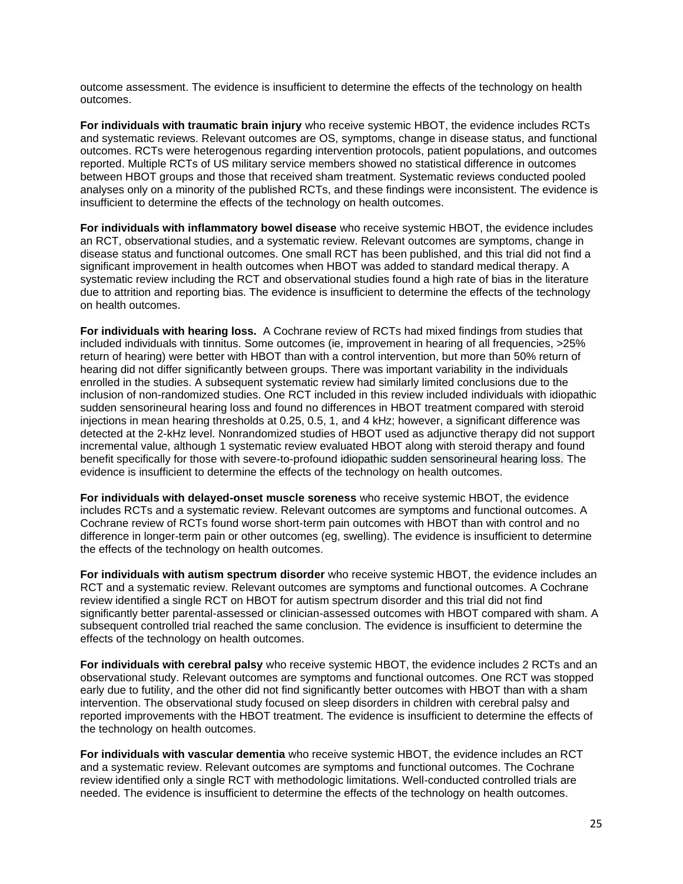outcome assessment. The evidence is insufficient to determine the effects of the technology on health outcomes.

**For individuals with traumatic brain injury** who receive systemic HBOT, the evidence includes RCTs and systematic reviews. Relevant outcomes are OS, symptoms, change in disease status, and functional outcomes. RCTs were heterogenous regarding intervention protocols, patient populations, and outcomes reported. Multiple RCTs of US military service members showed no statistical difference in outcomes between HBOT groups and those that received sham treatment. Systematic reviews conducted pooled analyses only on a minority of the published RCTs, and these findings were inconsistent. The evidence is insufficient to determine the effects of the technology on health outcomes.

**For individuals with inflammatory bowel disease** who receive systemic HBOT, the evidence includes an RCT, observational studies, and a systematic review. Relevant outcomes are symptoms, change in disease status and functional outcomes. One small RCT has been published, and this trial did not find a significant improvement in health outcomes when HBOT was added to standard medical therapy. A systematic review including the RCT and observational studies found a high rate of bias in the literature due to attrition and reporting bias. The evidence is insufficient to determine the effects of the technology on health outcomes.

**For individuals with hearing loss.** A Cochrane review of RCTs had mixed findings from studies that included individuals with tinnitus. Some outcomes (ie, improvement in hearing of all frequencies, >25% return of hearing) were better with HBOT than with a control intervention, but more than 50% return of hearing did not differ significantly between groups. There was important variability in the individuals enrolled in the studies. A subsequent systematic review had similarly limited conclusions due to the inclusion of non-randomized studies. One RCT included in this review included individuals with idiopathic sudden sensorineural hearing loss and found no differences in HBOT treatment compared with steroid injections in mean hearing thresholds at 0.25, 0.5, 1, and 4 kHz; however, a significant difference was detected at the 2-kHz level. Nonrandomized studies of HBOT used as adjunctive therapy did not support incremental value, although 1 systematic review evaluated HBOT along with steroid therapy and found benefit specifically for those with severe-to-profound idiopathic sudden sensorineural hearing loss. The evidence is insufficient to determine the effects of the technology on health outcomes.

**For individuals with delayed-onset muscle soreness** who receive systemic HBOT, the evidence includes RCTs and a systematic review. Relevant outcomes are symptoms and functional outcomes. A Cochrane review of RCTs found worse short-term pain outcomes with HBOT than with control and no difference in longer-term pain or other outcomes (eg, swelling). The evidence is insufficient to determine the effects of the technology on health outcomes.

**For individuals with autism spectrum disorder** who receive systemic HBOT, the evidence includes an RCT and a systematic review. Relevant outcomes are symptoms and functional outcomes. A Cochrane review identified a single RCT on HBOT for autism spectrum disorder and this trial did not find significantly better parental-assessed or clinician-assessed outcomes with HBOT compared with sham. A subsequent controlled trial reached the same conclusion. The evidence is insufficient to determine the effects of the technology on health outcomes.

**For individuals with cerebral palsy** who receive systemic HBOT, the evidence includes 2 RCTs and an observational study. Relevant outcomes are symptoms and functional outcomes. One RCT was stopped early due to futility, and the other did not find significantly better outcomes with HBOT than with a sham intervention. The observational study focused on sleep disorders in children with cerebral palsy and reported improvements with the HBOT treatment. The evidence is insufficient to determine the effects of the technology on health outcomes.

**For individuals with vascular dementia** who receive systemic HBOT, the evidence includes an RCT and a systematic review. Relevant outcomes are symptoms and functional outcomes. The Cochrane review identified only a single RCT with methodologic limitations. Well-conducted controlled trials are needed. The evidence is insufficient to determine the effects of the technology on health outcomes.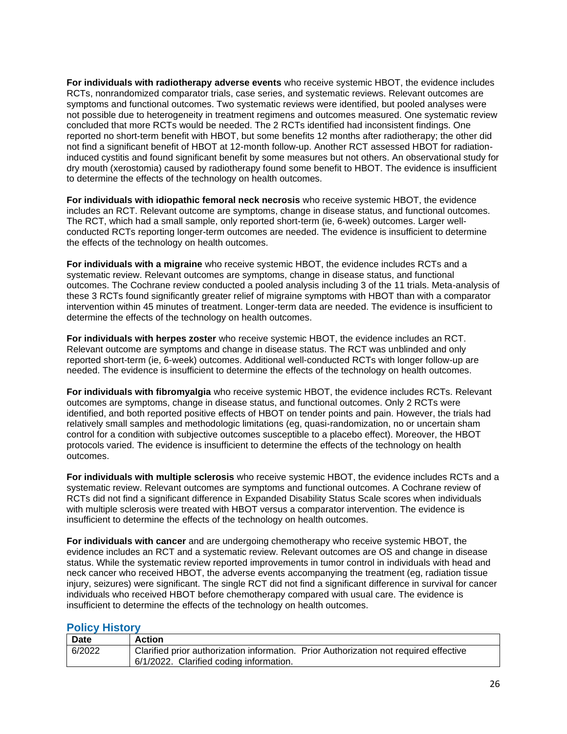**For individuals with radiotherapy adverse events** who receive systemic HBOT, the evidence includes RCTs, nonrandomized comparator trials, case series, and systematic reviews. Relevant outcomes are symptoms and functional outcomes. Two systematic reviews were identified, but pooled analyses were not possible due to heterogeneity in treatment regimens and outcomes measured. One systematic review concluded that more RCTs would be needed. The 2 RCTs identified had inconsistent findings. One reported no short-term benefit with HBOT, but some benefits 12 months after radiotherapy; the other did not find a significant benefit of HBOT at 12-month follow-up. Another RCT assessed HBOT for radiation-induced cystitis and found significant benefit by some measures but not others. An observational study for dry mouth (xerostomia) caused by radiotherapy found some benefit to HBOT. The evidence is insufficient to determine the effects of the technology on health outcomes.

**For individuals with idiopathic femoral neck necrosis** who receive systemic HBOT, the evidence includes an RCT. Relevant outcome are symptoms, change in disease status, and functional outcomes. The RCT, which had a small sample, only reported short-term (ie, 6-week) outcomes. Larger well-conducted RCTs reporting longer-term outcomes are needed. The evidence is insufficient to determine the effects of the technology on health outcomes.

**For individuals with a migraine** who receive systemic HBOT, the evidence includes RCTs and a systematic review. Relevant outcomes are symptoms, change in disease status, and functional outcomes. The Cochrane review conducted a pooled analysis including 3 of the 11 trials. Meta-analysis of these 3 RCTs found significantly greater relief of migraine symptoms with HBOT than with a comparator intervention within 45 minutes of treatment. Longer-term data are needed. The evidence is insufficient to determine the effects of the technology on health outcomes.

**For individuals with herpes zoster** who receive systemic HBOT, the evidence includes an RCT. Relevant outcome are symptoms and change in disease status. The RCT was unblinded and only reported short-term (ie, 6-week) outcomes. Additional well-conducted RCTs with longer follow-up are needed. The evidence is insufficient to determine the effects of the technology on health outcomes.

**For individuals with fibromyalgia** who receive systemic HBOT, the evidence includes RCTs. Relevant outcomes are symptoms, change in disease status, and functional outcomes. Only 2 RCTs were identified, and both reported positive effects of HBOT on tender points and pain. However, the trials had relatively small samples and methodologic limitations (eg, quasi-randomization, no or uncertain sham control for a condition with subjective outcomes susceptible to a placebo effect). Moreover, the HBOT protocols varied. The evidence is insufficient to determine the effects of the technology on health outcomes.

**For individuals with multiple sclerosis** who receive systemic HBOT, the evidence includes RCTs and a systematic review. Relevant outcomes are symptoms and functional outcomes. A Cochrane review of RCTs did not find a significant difference in Expanded Disability Status Scale scores when individuals with multiple sclerosis were treated with HBOT versus a comparator intervention. The evidence is insufficient to determine the effects of the technology on health outcomes.

**For individuals with cancer** and are undergoing chemotherapy who receive systemic HBOT, the evidence includes an RCT and a systematic review. Relevant outcomes are OS and change in disease status. While the systematic review reported improvements in tumor control in individuals with head and neck cancer who received HBOT, the adverse events accompanying the treatment (eg, radiation tissue injury, seizures) were significant. The single RCT did not find a significant difference in survival for cancer individuals who received HBOT before chemotherapy compared with usual care. The evidence is insufficient to determine the effects of the technology on health outcomes.

## Policy History

| Date | Action |
|---|---|
| 6/2022 | Clarified prior authorization information. Prior Authorization not required effective 6/1/2022. Clarified coding information. |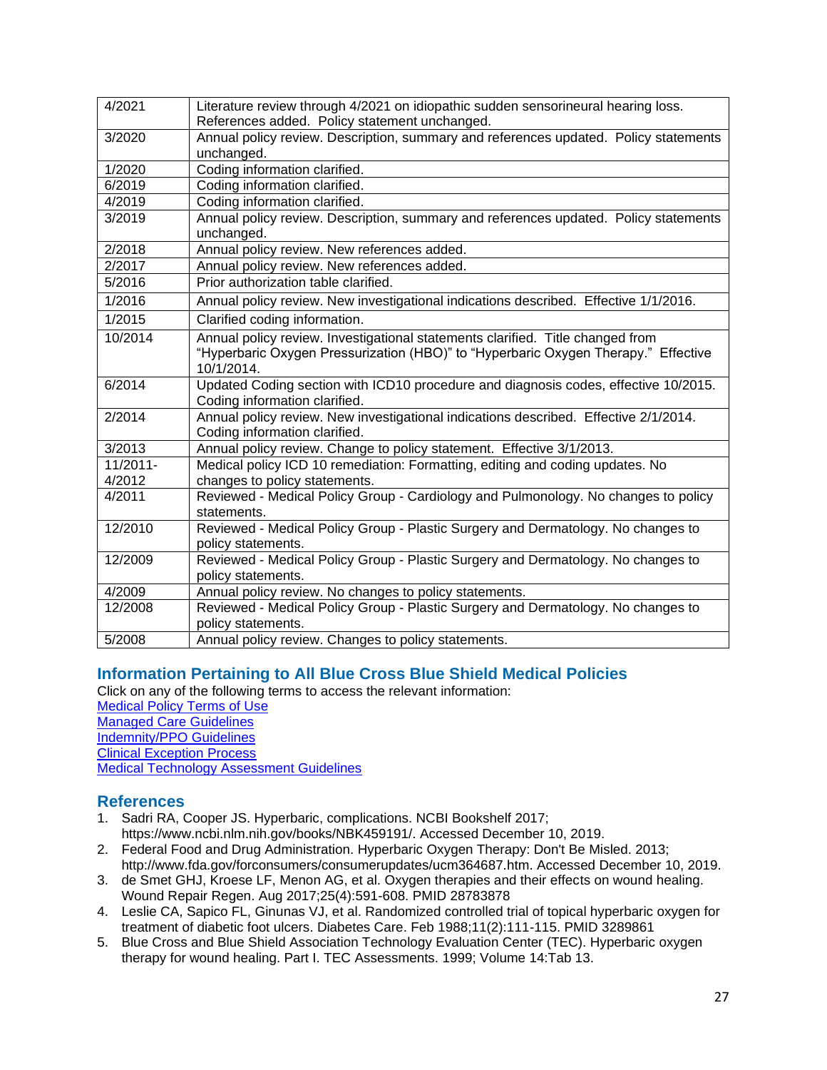| | |
|---|---|
| 4/2021 | Literature review through 4/2021 on idiopathic sudden sensorineural hearing loss. References added. Policy statement unchanged. |
| 3/2020 | Annual policy review. Description, summary and references updated. Policy statements unchanged. |
| 1/2020 | Coding information clarified. |
| 6/2019 | Coding information clarified. |
| 4/2019 | Coding information clarified. |
| 3/2019 | Annual policy review. Description, summary and references updated. Policy statements unchanged. |
| 2/2018 | Annual policy review. New references added. |
| 2/2017 | Annual policy review. New references added. |
| 5/2016 | Prior authorization table clarified. |
| 1/2016 | Annual policy review. New investigational indications described. Effective 1/1/2016. |
| 1/2015 | Clarified coding information. |
| 10/2014 | Annual policy review. Investigational statements clarified. Title changed from "Hyperbaric Oxygen Pressurization (HBO)" to "Hyperbaric Oxygen Therapy." Effective 10/1/2014. |
| 6/2014 | Updated Coding section with ICD10 procedure and diagnosis codes, effective 10/2015. Coding information clarified. |
| 2/2014 | Annual policy review. New investigational indications described. Effective 2/1/2014. Coding information clarified. |
| 3/2013 | Annual policy review. Change to policy statement. Effective 3/1/2013. |
| 11/2011-4/2012 | Medical policy ICD 10 remediation: Formatting, editing and coding updates. No changes to policy statements. |
| 4/2011 | Reviewed - Medical Policy Group - Cardiology and Pulmonology. No changes to policy statements. |
| 12/2010 | Reviewed - Medical Policy Group - Plastic Surgery and Dermatology. No changes to policy statements. |
| 12/2009 | Reviewed - Medical Policy Group - Plastic Surgery and Dermatology. No changes to policy statements. |
| 4/2009 | Annual policy review. No changes to policy statements. |
| 12/2008 | Reviewed - Medical Policy Group - Plastic Surgery and Dermatology. No changes to policy statements. |
| 5/2008 | Annual policy review. Changes to policy statements. |

## Information Pertaining to All Blue Cross Blue Shield Medical Policies

Click on any of the following terms to access the relevant information:

Medical Policy Terms of Use
Managed Care Guidelines
Indemnity/PPO Guidelines
Clinical Exception Process
Medical Technology Assessment Guidelines

## References

1. Sadri RA, Cooper JS. Hyperbaric, complications. NCBI Bookshelf 2017; https://www.ncbi.nlm.nih.gov/books/NBK459191/. Accessed December 10, 2019.
2. Federal Food and Drug Administration. Hyperbaric Oxygen Therapy: Don't Be Misled. 2013; http://www.fda.gov/forconsumers/consumerupdates/ucm364687.htm. Accessed December 10, 2019.
3. de Smet GHJ, Kroese LF, Menon AG, et al. Oxygen therapies and their effects on wound healing. Wound Repair Regen. Aug 2017;25(4):591-608. PMID 28783878
4. Leslie CA, Sapico FL, Ginunas VJ, et al. Randomized controlled trial of topical hyperbaric oxygen for treatment of diabetic foot ulcers. Diabetes Care. Feb 1988;11(2):111-115. PMID 3289861
5. Blue Cross and Blue Shield Association Technology Evaluation Center (TEC). Hyperbaric oxygen therapy for wound healing. Part I. TEC Assessments. 1999; Volume 14:Tab 13.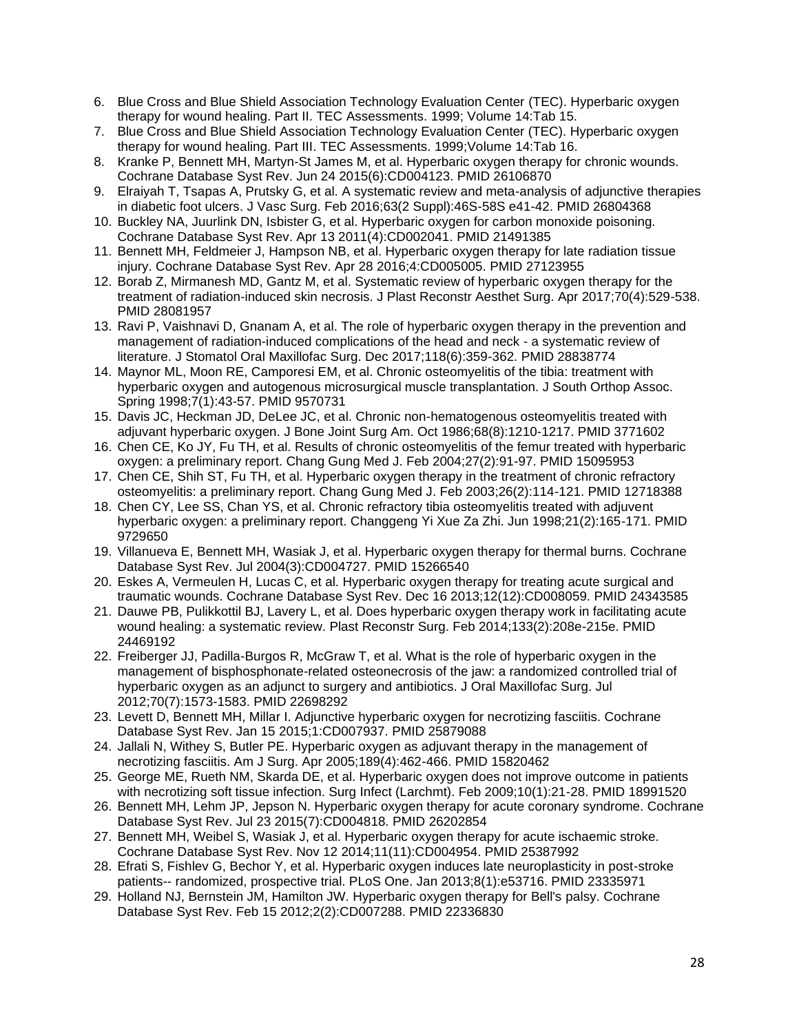6. Blue Cross and Blue Shield Association Technology Evaluation Center (TEC). Hyperbaric oxygen therapy for wound healing. Part II. TEC Assessments. 1999; Volume 14:Tab 15.
7. Blue Cross and Blue Shield Association Technology Evaluation Center (TEC). Hyperbaric oxygen therapy for wound healing. Part III. TEC Assessments. 1999;Volume 14:Tab 16.
8. Kranke P, Bennett MH, Martyn-St James M, et al. Hyperbaric oxygen therapy for chronic wounds. Cochrane Database Syst Rev. Jun 24 2015(6):CD004123. PMID 26106870
9. Elraiyah T, Tsapas A, Prutsky G, et al. A systematic review and meta-analysis of adjunctive therapies in diabetic foot ulcers. J Vasc Surg. Feb 2016;63(2 Suppl):46S-58S e41-42. PMID 26804368
10. Buckley NA, Juurlink DN, Isbister G, et al. Hyperbaric oxygen for carbon monoxide poisoning. Cochrane Database Syst Rev. Apr 13 2011(4):CD002041. PMID 21491385
11. Bennett MH, Feldmeier J, Hampson NB, et al. Hyperbaric oxygen therapy for late radiation tissue injury. Cochrane Database Syst Rev. Apr 28 2016;4:CD005005. PMID 27123955
12. Borab Z, Mirmanesh MD, Gantz M, et al. Systematic review of hyperbaric oxygen therapy for the treatment of radiation-induced skin necrosis. J Plast Reconstr Aesthet Surg. Apr 2017;70(4):529-538. PMID 28081957
13. Ravi P, Vaishnavi D, Gnanam A, et al. The role of hyperbaric oxygen therapy in the prevention and management of radiation-induced complications of the head and neck - a systematic review of literature. J Stomatol Oral Maxillofac Surg. Dec 2017;118(6):359-362. PMID 28838774
14. Maynor ML, Moon RE, Camporesi EM, et al. Chronic osteomyelitis of the tibia: treatment with hyperbaric oxygen and autogenous microsurgical muscle transplantation. J South Orthop Assoc. Spring 1998;7(1):43-57. PMID 9570731
15. Davis JC, Heckman JD, DeLee JC, et al. Chronic non-hematogenous osteomyelitis treated with adjuvant hyperbaric oxygen. J Bone Joint Surg Am. Oct 1986;68(8):1210-1217. PMID 3771602
16. Chen CE, Ko JY, Fu TH, et al. Results of chronic osteomyelitis of the femur treated with hyperbaric oxygen: a preliminary report. Chang Gung Med J. Feb 2004;27(2):91-97. PMID 15095953
17. Chen CE, Shih ST, Fu TH, et al. Hyperbaric oxygen therapy in the treatment of chronic refractory osteomyelitis: a preliminary report. Chang Gung Med J. Feb 2003;26(2):114-121. PMID 12718388
18. Chen CY, Lee SS, Chan YS, et al. Chronic refractory tibia osteomyelitis treated with adjuvent hyperbaric oxygen: a preliminary report. Changgeng Yi Xue Za Zhi. Jun 1998;21(2):165-171. PMID 9729650
19. Villanueva E, Bennett MH, Wasiak J, et al. Hyperbaric oxygen therapy for thermal burns. Cochrane Database Syst Rev. Jul 2004(3):CD004727. PMID 15266540
20. Eskes A, Vermeulen H, Lucas C, et al. Hyperbaric oxygen therapy for treating acute surgical and traumatic wounds. Cochrane Database Syst Rev. Dec 16 2013;12(12):CD008059. PMID 24343585
21. Dauwe PB, Pulikkottil BJ, Lavery L, et al. Does hyperbaric oxygen therapy work in facilitating acute wound healing: a systematic review. Plast Reconstr Surg. Feb 2014;133(2):208e-215e. PMID 24469192
22. Freiberger JJ, Padilla-Burgos R, McGraw T, et al. What is the role of hyperbaric oxygen in the management of bisphosphonate-related osteonecrosis of the jaw: a randomized controlled trial of hyperbaric oxygen as an adjunct to surgery and antibiotics. J Oral Maxillofac Surg. Jul 2012;70(7):1573-1583. PMID 22698292
23. Levett D, Bennett MH, Millar I. Adjunctive hyperbaric oxygen for necrotizing fasciitis. Cochrane Database Syst Rev. Jan 15 2015;1:CD007937. PMID 25879088
24. Jallali N, Withey S, Butler PE. Hyperbaric oxygen as adjuvant therapy in the management of necrotizing fasciitis. Am J Surg. Apr 2005;189(4):462-466. PMID 15820462
25. George ME, Rueth NM, Skarda DE, et al. Hyperbaric oxygen does not improve outcome in patients with necrotizing soft tissue infection. Surg Infect (Larchmt). Feb 2009;10(1):21-28. PMID 18991520
26. Bennett MH, Lehm JP, Jepson N. Hyperbaric oxygen therapy for acute coronary syndrome. Cochrane Database Syst Rev. Jul 23 2015(7):CD004818. PMID 26202854
27. Bennett MH, Weibel S, Wasiak J, et al. Hyperbaric oxygen therapy for acute ischaemic stroke. Cochrane Database Syst Rev. Nov 12 2014;11(11):CD004954. PMID 25387992
28. Efrati S, Fishlev G, Bechor Y, et al. Hyperbaric oxygen induces late neuroplasticity in post-stroke patients-- randomized, prospective trial. PLoS One. Jan 2013;8(1):e53716. PMID 23335971
29. Holland NJ, Bernstein JM, Hamilton JW. Hyperbaric oxygen therapy for Bell's palsy. Cochrane Database Syst Rev. Feb 15 2012;2(2):CD007288. PMID 22336830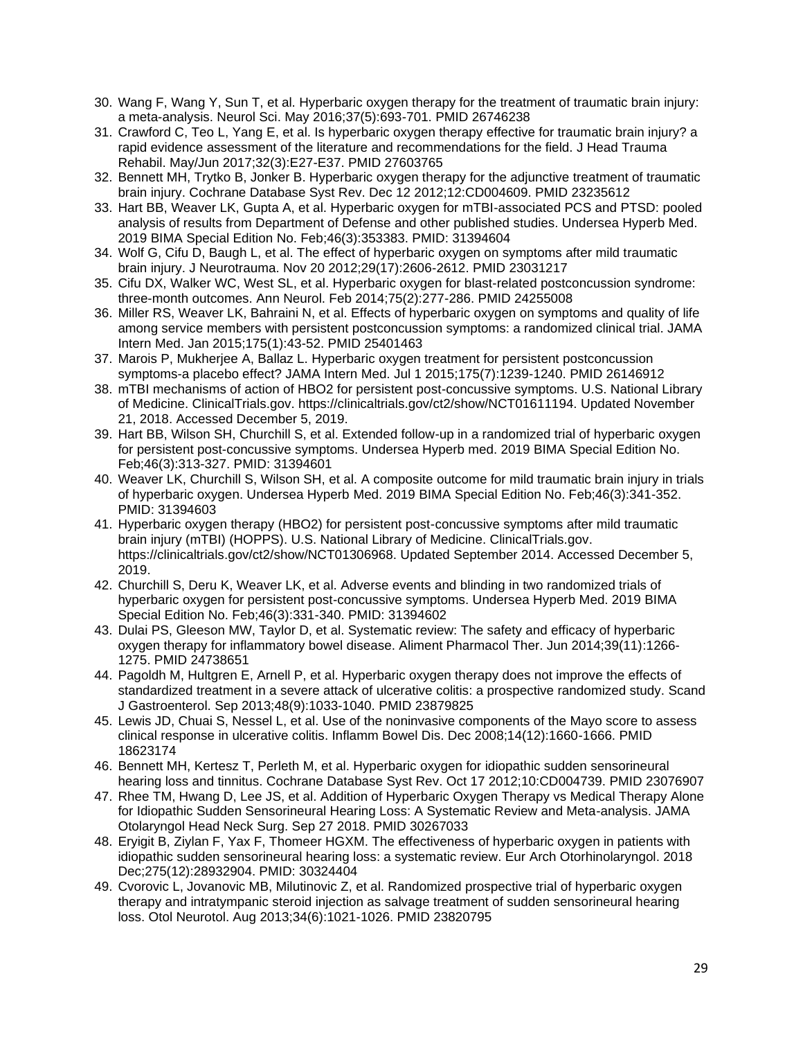30. Wang F, Wang Y, Sun T, et al. Hyperbaric oxygen therapy for the treatment of traumatic brain injury: a meta-analysis. Neurol Sci. May 2016;37(5):693-701. PMID 26746238
31. Crawford C, Teo L, Yang E, et al. Is hyperbaric oxygen therapy effective for traumatic brain injury? a rapid evidence assessment of the literature and recommendations for the field. J Head Trauma Rehabil. May/Jun 2017;32(3):E27-E37. PMID 27603765
32. Bennett MH, Trytko B, Jonker B. Hyperbaric oxygen therapy for the adjunctive treatment of traumatic brain injury. Cochrane Database Syst Rev. Dec 12 2012;12:CD004609. PMID 23235612
33. Hart BB, Weaver LK, Gupta A, et al. Hyperbaric oxygen for mTBI-associated PCS and PTSD: pooled analysis of results from Department of Defense and other published studies. Undersea Hyperb Med. 2019 BIMA Special Edition No. Feb;46(3):353383. PMID: 31394604
34. Wolf G, Cifu D, Baugh L, et al. The effect of hyperbaric oxygen on symptoms after mild traumatic brain injury. J Neurotrauma. Nov 20 2012;29(17):2606-2612. PMID 23031217
35. Cifu DX, Walker WC, West SL, et al. Hyperbaric oxygen for blast-related postconcussion syndrome: three-month outcomes. Ann Neurol. Feb 2014;75(2):277-286. PMID 24255008
36. Miller RS, Weaver LK, Bahraini N, et al. Effects of hyperbaric oxygen on symptoms and quality of life among service members with persistent postconcussion symptoms: a randomized clinical trial. JAMA Intern Med. Jan 2015;175(1):43-52. PMID 25401463
37. Marois P, Mukherjee A, Ballaz L. Hyperbaric oxygen treatment for persistent postconcussion symptoms-a placebo effect? JAMA Intern Med. Jul 1 2015;175(7):1239-1240. PMID 26146912
38. mTBI mechanisms of action of HBO2 for persistent post-concussive symptoms. U.S. National Library of Medicine. ClinicalTrials.gov. https://clinicaltrials.gov/ct2/show/NCT01611194. Updated November 21, 2018. Accessed December 5, 2019.
39. Hart BB, Wilson SH, Churchill S, et al. Extended follow-up in a randomized trial of hyperbaric oxygen for persistent post-concussive symptoms. Undersea Hyperb med. 2019 BIMA Special Edition No. Feb;46(3):313-327. PMID: 31394601
40. Weaver LK, Churchill S, Wilson SH, et al. A composite outcome for mild traumatic brain injury in trials of hyperbaric oxygen. Undersea Hyperb Med. 2019 BIMA Special Edition No. Feb;46(3):341-352. PMID: 31394603
41. Hyperbaric oxygen therapy (HBO2) for persistent post-concussive symptoms after mild traumatic brain injury (mTBI) (HOPPS). U.S. National Library of Medicine. ClinicalTrials.gov. https://clinicaltrials.gov/ct2/show/NCT01306968. Updated September 2014. Accessed December 5, 2019.
42. Churchill S, Deru K, Weaver LK, et al. Adverse events and blinding in two randomized trials of hyperbaric oxygen for persistent post-concussive symptoms. Undersea Hyperb Med. 2019 BIMA Special Edition No. Feb;46(3):331-340. PMID: 31394602
43. Dulai PS, Gleeson MW, Taylor D, et al. Systematic review: The safety and efficacy of hyperbaric oxygen therapy for inflammatory bowel disease. Aliment Pharmacol Ther. Jun 2014;39(11):1266-1275. PMID 24738651
44. Pagoldh M, Hultgren E, Arnell P, et al. Hyperbaric oxygen therapy does not improve the effects of standardized treatment in a severe attack of ulcerative colitis: a prospective randomized study. Scand J Gastroenterol. Sep 2013;48(9):1033-1040. PMID 23879825
45. Lewis JD, Chuai S, Nessel L, et al. Use of the noninvasive components of the Mayo score to assess clinical response in ulcerative colitis. Inflamm Bowel Dis. Dec 2008;14(12):1660-1666. PMID 18623174
46. Bennett MH, Kertesz T, Perleth M, et al. Hyperbaric oxygen for idiopathic sudden sensorineural hearing loss and tinnitus. Cochrane Database Syst Rev. Oct 17 2012;10:CD004739. PMID 23076907
47. Rhee TM, Hwang D, Lee JS, et al. Addition of Hyperbaric Oxygen Therapy vs Medical Therapy Alone for Idiopathic Sudden Sensorineural Hearing Loss: A Systematic Review and Meta-analysis. JAMA Otolaryngol Head Neck Surg. Sep 27 2018. PMID 30267033
48. Eryigit B, Ziylan F, Yax F, Thomeer HGXM. The effectiveness of hyperbaric oxygen in patients with idiopathic sudden sensorineural hearing loss: a systematic review. Eur Arch Otorhinolaryngol. 2018 Dec;275(12):28932904. PMID: 30324404
49. Cvorovic L, Jovanovic MB, Milutinovic Z, et al. Randomized prospective trial of hyperbaric oxygen therapy and intratympanic steroid injection as salvage treatment of sudden sensorineural hearing loss. Otol Neurotol. Aug 2013;34(6):1021-1026. PMID 23820795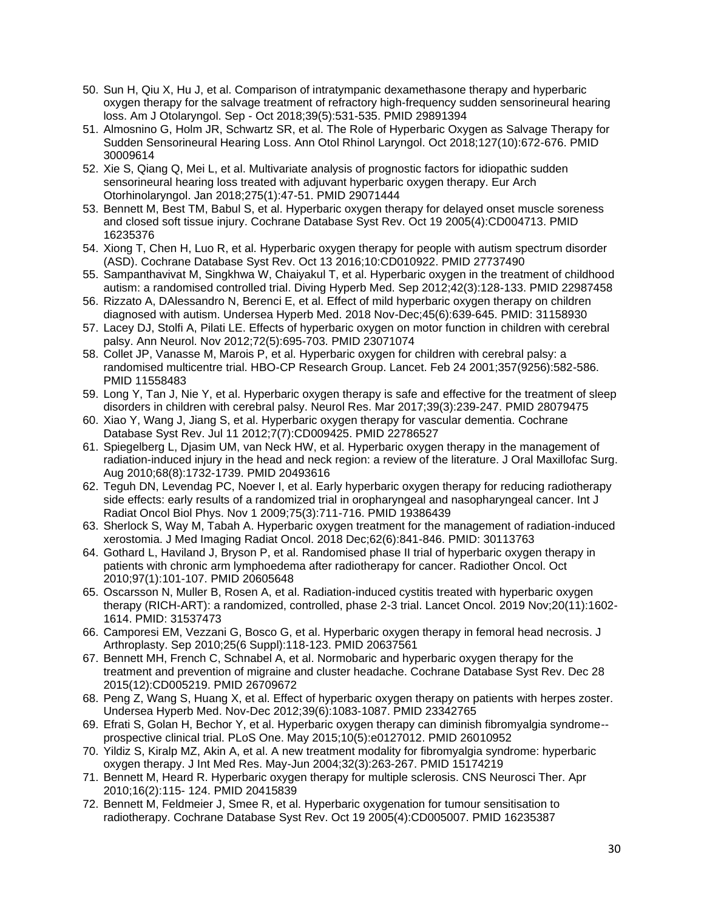50. Sun H, Qiu X, Hu J, et al. Comparison of intratympanic dexamethasone therapy and hyperbaric oxygen therapy for the salvage treatment of refractory high-frequency sudden sensorineural hearing loss. Am J Otolaryngol. Sep - Oct 2018;39(5):531-535. PMID 29891394
51. Almosnino G, Holm JR, Schwartz SR, et al. The Role of Hyperbaric Oxygen as Salvage Therapy for Sudden Sensorineural Hearing Loss. Ann Otol Rhinol Laryngol. Oct 2018;127(10):672-676. PMID 30009614
52. Xie S, Qiang Q, Mei L, et al. Multivariate analysis of prognostic factors for idiopathic sudden sensorineural hearing loss treated with adjuvant hyperbaric oxygen therapy. Eur Arch Otorhinolaryngol. Jan 2018;275(1):47-51. PMID 29071444
53. Bennett M, Best TM, Babul S, et al. Hyperbaric oxygen therapy for delayed onset muscle soreness and closed soft tissue injury. Cochrane Database Syst Rev. Oct 19 2005(4):CD004713. PMID 16235376
54. Xiong T, Chen H, Luo R, et al. Hyperbaric oxygen therapy for people with autism spectrum disorder (ASD). Cochrane Database Syst Rev. Oct 13 2016;10:CD010922. PMID 27737490
55. Sampanthavivat M, Singkhwa W, Chaiyakul T, et al. Hyperbaric oxygen in the treatment of childhood autism: a randomised controlled trial. Diving Hyperb Med. Sep 2012;42(3):128-133. PMID 22987458
56. Rizzato A, DAlessandro N, Berenci E, et al. Effect of mild hyperbaric oxygen therapy on children diagnosed with autism. Undersea Hyperb Med. 2018 Nov-Dec;45(6):639-645. PMID: 31158930
57. Lacey DJ, Stolfi A, Pilati LE. Effects of hyperbaric oxygen on motor function in children with cerebral palsy. Ann Neurol. Nov 2012;72(5):695-703. PMID 23071074
58. Collet JP, Vanasse M, Marois P, et al. Hyperbaric oxygen for children with cerebral palsy: a randomised multicentre trial. HBO-CP Research Group. Lancet. Feb 24 2001;357(9256):582-586. PMID 11558483
59. Long Y, Tan J, Nie Y, et al. Hyperbaric oxygen therapy is safe and effective for the treatment of sleep disorders in children with cerebral palsy. Neurol Res. Mar 2017;39(3):239-247. PMID 28079475
60. Xiao Y, Wang J, Jiang S, et al. Hyperbaric oxygen therapy for vascular dementia. Cochrane Database Syst Rev. Jul 11 2012;7(7):CD009425. PMID 22786527
61. Spiegelberg L, Djasim UM, van Neck HW, et al. Hyperbaric oxygen therapy in the management of radiation-induced injury in the head and neck region: a review of the literature. J Oral Maxillofac Surg. Aug 2010;68(8):1732-1739. PMID 20493616
62. Teguh DN, Levendag PC, Noever I, et al. Early hyperbaric oxygen therapy for reducing radiotherapy side effects: early results of a randomized trial in oropharyngeal and nasopharyngeal cancer. Int J Radiat Oncol Biol Phys. Nov 1 2009;75(3):711-716. PMID 19386439
63. Sherlock S, Way M, Tabah A. Hyperbaric oxygen treatment for the management of radiation-induced xerostomia. J Med Imaging Radiat Oncol. 2018 Dec;62(6):841-846. PMID: 30113763
64. Gothard L, Haviland J, Bryson P, et al. Randomised phase II trial of hyperbaric oxygen therapy in patients with chronic arm lymphoedema after radiotherapy for cancer. Radiother Oncol. Oct 2010;97(1):101-107. PMID 20605648
65. Oscarsson N, Muller B, Rosen A, et al. Radiation-induced cystitis treated with hyperbaric oxygen therapy (RICH-ART): a randomized, controlled, phase 2-3 trial. Lancet Oncol. 2019 Nov;20(11):1602-1614. PMID: 31537473
66. Camporesi EM, Vezzani G, Bosco G, et al. Hyperbaric oxygen therapy in femoral head necrosis. J Arthroplasty. Sep 2010;25(6 Suppl):118-123. PMID 20637561
67. Bennett MH, French C, Schnabel A, et al. Normobaric and hyperbaric oxygen therapy for the treatment and prevention of migraine and cluster headache. Cochrane Database Syst Rev. Dec 28 2015(12):CD005219. PMID 26709672
68. Peng Z, Wang S, Huang X, et al. Effect of hyperbaric oxygen therapy on patients with herpes zoster. Undersea Hyperb Med. Nov-Dec 2012;39(6):1083-1087. PMID 23342765
69. Efrati S, Golan H, Bechor Y, et al. Hyperbaric oxygen therapy can diminish fibromyalgia syndrome--prospective clinical trial. PLoS One. May 2015;10(5):e0127012. PMID 26010952
70. Yildiz S, Kiralp MZ, Akin A, et al. A new treatment modality for fibromyalgia syndrome: hyperbaric oxygen therapy. J Int Med Res. May-Jun 2004;32(3):263-267. PMID 15174219
71. Bennett M, Heard R. Hyperbaric oxygen therapy for multiple sclerosis. CNS Neurosci Ther. Apr 2010;16(2):115- 124. PMID 20415839
72. Bennett M, Feldmeier J, Smee R, et al. Hyperbaric oxygenation for tumour sensitisation to radiotherapy. Cochrane Database Syst Rev. Oct 19 2005(4):CD005007. PMID 16235387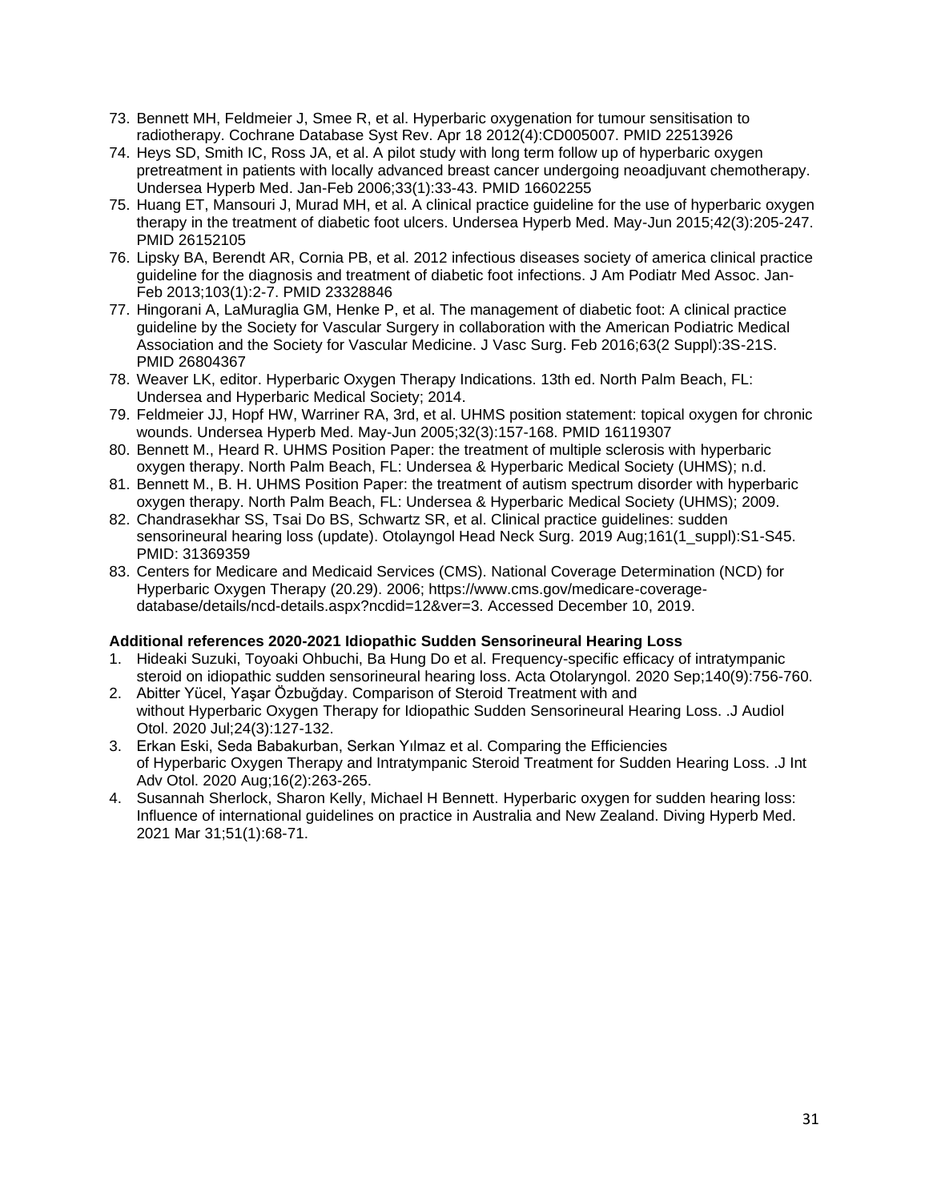73. Bennett MH, Feldmeier J, Smee R, et al. Hyperbaric oxygenation for tumour sensitisation to radiotherapy. Cochrane Database Syst Rev. Apr 18 2012(4):CD005007. PMID 22513926
74. Heys SD, Smith IC, Ross JA, et al. A pilot study with long term follow up of hyperbaric oxygen pretreatment in patients with locally advanced breast cancer undergoing neoadjuvant chemotherapy. Undersea Hyperb Med. Jan-Feb 2006;33(1):33-43. PMID 16602255
75. Huang ET, Mansouri J, Murad MH, et al. A clinical practice guideline for the use of hyperbaric oxygen therapy in the treatment of diabetic foot ulcers. Undersea Hyperb Med. May-Jun 2015;42(3):205-247. PMID 26152105
76. Lipsky BA, Berendt AR, Cornia PB, et al. 2012 infectious diseases society of america clinical practice guideline for the diagnosis and treatment of diabetic foot infections. J Am Podiatr Med Assoc. Jan-Feb 2013;103(1):2-7. PMID 23328846
77. Hingorani A, LaMuraglia GM, Henke P, et al. The management of diabetic foot: A clinical practice guideline by the Society for Vascular Surgery in collaboration with the American Podiatric Medical Association and the Society for Vascular Medicine. J Vasc Surg. Feb 2016;63(2 Suppl):3S-21S. PMID 26804367
78. Weaver LK, editor. Hyperbaric Oxygen Therapy Indications. 13th ed. North Palm Beach, FL: Undersea and Hyperbaric Medical Society; 2014.
79. Feldmeier JJ, Hopf HW, Warriner RA, 3rd, et al. UHMS position statement: topical oxygen for chronic wounds. Undersea Hyperb Med. May-Jun 2005;32(3):157-168. PMID 16119307
80. Bennett M., Heard R. UHMS Position Paper: the treatment of multiple sclerosis with hyperbaric oxygen therapy. North Palm Beach, FL: Undersea & Hyperbaric Medical Society (UHMS); n.d.
81. Bennett M., B. H. UHMS Position Paper: the treatment of autism spectrum disorder with hyperbaric oxygen therapy. North Palm Beach, FL: Undersea & Hyperbaric Medical Society (UHMS); 2009.
82. Chandrasekhar SS, Tsai Do BS, Schwartz SR, et al. Clinical practice guidelines: sudden sensorineural hearing loss (update). Otolayngol Head Neck Surg. 2019 Aug;161(1_suppl):S1-S45. PMID: 31369359
83. Centers for Medicare and Medicaid Services (CMS). National Coverage Determination (NCD) for Hyperbaric Oxygen Therapy (20.29). 2006; https://www.cms.gov/medicare-coverage-database/details/ncd-details.aspx?ncdid=12&ver=3. Accessed December 10, 2019.

**Additional references 2020-2021 Idiopathic Sudden Sensorineural Hearing Loss**

1. Hideaki Suzuki, Toyoaki Ohbuchi, Ba Hung Do et al. Frequency-specific efficacy of intratympanic steroid on idiopathic sudden sensorineural hearing loss. Acta Otolaryngol. 2020 Sep;140(9):756-760.
2. Abitter Yücel, Yaşar Özbuğday. Comparison of Steroid Treatment with and without Hyperbaric Oxygen Therapy for Idiopathic Sudden Sensorineural Hearing Loss. .J Audiol Otol. 2020 Jul;24(3):127-132.
3. Erkan Eski, Seda Babakurban, Serkan Yılmaz et al. Comparing the Efficiencies of Hyperbaric Oxygen Therapy and Intratympanic Steroid Treatment for Sudden Hearing Loss. .J Int Adv Otol. 2020 Aug;16(2):263-265.
4. Susannah Sherlock, Sharon Kelly, Michael H Bennett. Hyperbaric oxygen for sudden hearing loss: Influence of international guidelines on practice in Australia and New Zealand. Diving Hyperb Med. 2021 Mar 31;51(1):68-71.